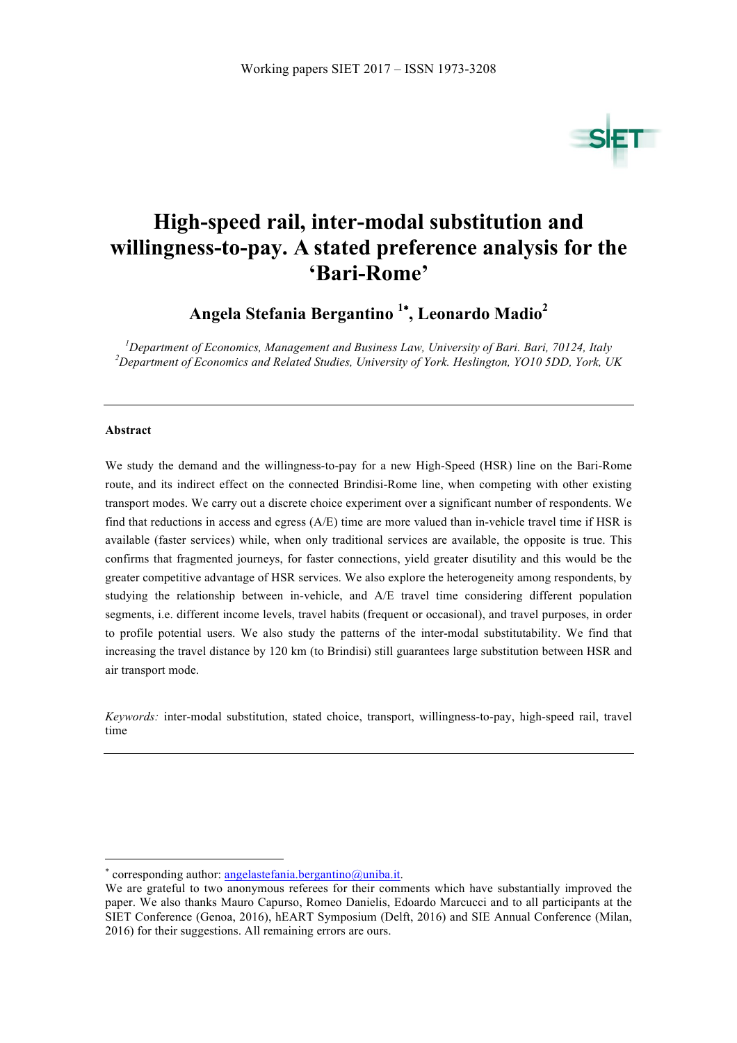# High-speed rail, inter-modal substitution and willingness-to-pay. A stated preference analysis for the 'Bari-Rome'

**Angela Stefania Bergantino [1*], Leonardo Madio[2]**

[1]*Department of Economics, Management and Business Law, University of Bari. Bari, 70124, Italy*
[2]*Department of Economics and Related Studies, University of York. Heslington, YO10 5DD, York, UK*

---

### Abstract

We study the demand and the willingness-to-pay for a new High-Speed (HSR) line on the Bari-Rome route, and its indirect effect on the connected Brindisi-Rome line, when competing with other existing transport modes. We carry out a discrete choice experiment over a significant number of respondents. We find that reductions in access and egress (A/E) time are more valued than in-vehicle travel time if HSR is available (faster services) while, when only traditional services are available, the opposite is true. This confirms that fragmented journeys, for faster connections, yield greater disutility and this would be the greater competitive advantage of HSR services. We also explore the heterogeneity among respondents, by studying the relationship between in-vehicle, and A/E travel time considering different population segments, i.e. different income levels, travel habits (frequent or occasional), and travel purposes, in order to profile potential users. We also study the patterns of the inter-modal substitutability. We find that increasing the travel distance by 120 km (to Brindisi) still guarantees large substitution between HSR and air transport mode.

*Keywords:* inter-modal substitution, stated choice, transport, willingness-to-pay, high-speed rail, travel time

---

[*] corresponding author: angelastefania.bergantino@uniba.it.
We are grateful to two anonymous referees for their comments which have substantially improved the paper. We also thanks Mauro Capurso, Romeo Danielis, Edoardo Marcucci and to all participants at the SIET Conference (Genoa, 2016), hEART Symposium (Delft, 2016) and SIE Annual Conference (Milan, 2016) for their suggestions. All remaining errors are ours.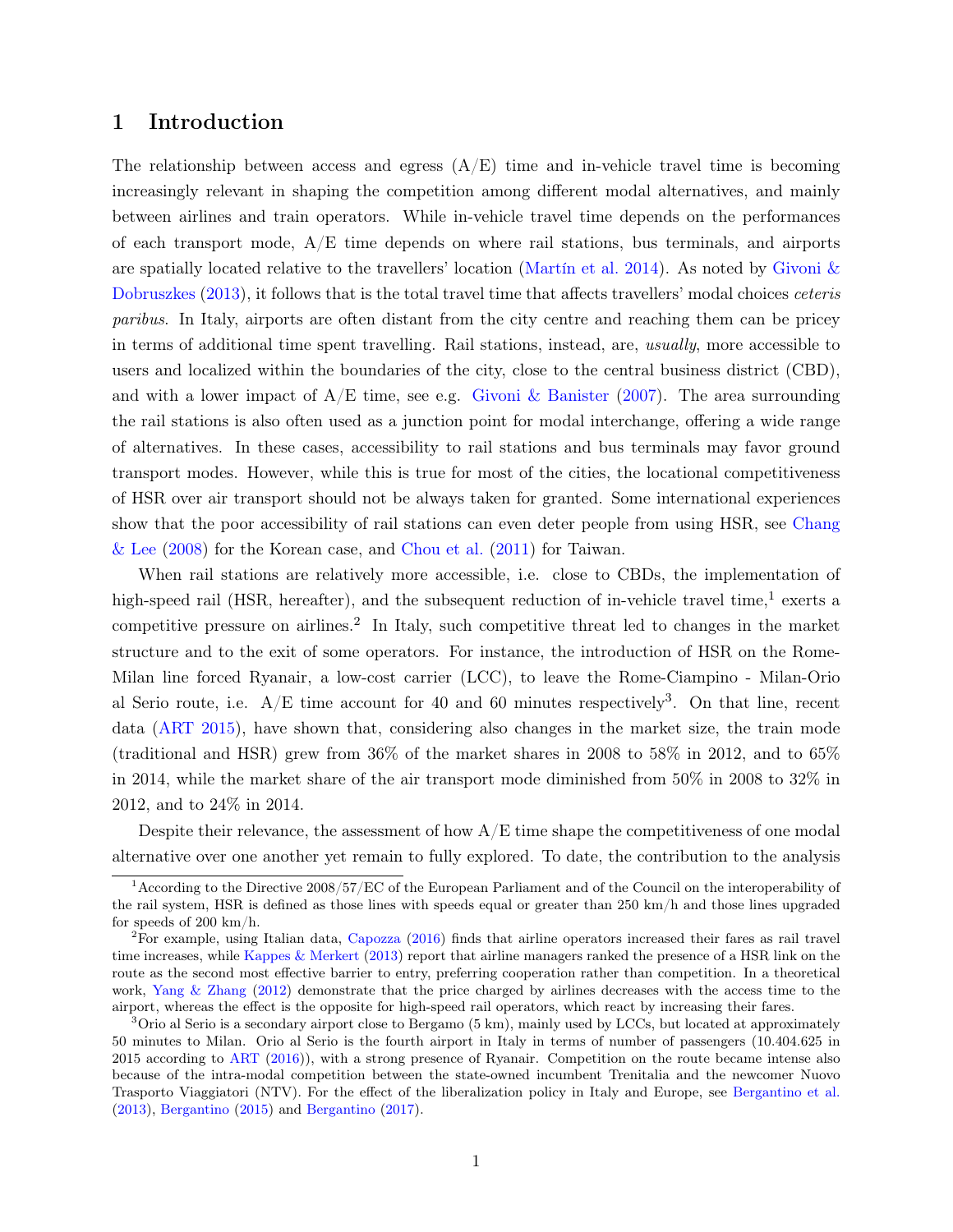# 1 Introduction

The relationship between access and egress (A/E) time and in-vehicle travel time is becoming increasingly relevant in shaping the competition among different modal alternatives, and mainly between airlines and train operators. While in-vehicle travel time depends on the performances of each transport mode, A/E time depends on where rail stations, bus terminals, and airports are spatially located relative to the travellers' location (Martín et al. 2014). As noted by Givoni & Dobruszkes (2013), it follows that is the total travel time that affects travellers' modal choices *ceteris paribus*. In Italy, airports are often distant from the city centre and reaching them can be pricey in terms of additional time spent travelling. Rail stations, instead, are, *usually*, more accessible to users and localized within the boundaries of the city, close to the central business district (CBD), and with a lower impact of A/E time, see e.g. Givoni & Banister (2007). The area surrounding the rail stations is also often used as a junction point for modal interchange, offering a wide range of alternatives. In these cases, accessibility to rail stations and bus terminals may favor ground transport modes. However, while this is true for most of the cities, the locational competitiveness of HSR over air transport should not be always taken for granted. Some international experiences show that the poor accessibility of rail stations can even deter people from using HSR, see Chang & Lee (2008) for the Korean case, and Chou et al. (2011) for Taiwan.

When rail stations are relatively more accessible, i.e. close to CBDs, the implementation of high-speed rail (HSR, hereafter), and the subsequent reduction of in-vehicle travel time,[1] exerts a competitive pressure on airlines.[2] In Italy, such competitive threat led to changes in the market structure and to the exit of some operators. For instance, the introduction of HSR on the Rome-Milan line forced Ryanair, a low-cost carrier (LCC), to leave the Rome-Ciampino - Milan-Orio al Serio route, i.e. A/E time account for 40 and 60 minutes respectively[3]. On that line, recent data (ART 2015), have shown that, considering also changes in the market size, the train mode (traditional and HSR) grew from 36% of the market shares in 2008 to 58% in 2012, and to 65% in 2014, while the market share of the air transport mode diminished from 50% in 2008 to 32% in 2012, and to 24% in 2014.

Despite their relevance, the assessment of how A/E time shape the competitiveness of one modal alternative over one another yet remain to fully explored. To date, the contribution to the analysis

---

[1] According to the Directive 2008/57/EC of the European Parliament and of the Council on the interoperability of the rail system, HSR is defined as those lines with speeds equal or greater than 250 km/h and those lines upgraded for speeds of 200 km/h.

[2] For example, using Italian data, Capozza (2016) finds that airline operators increased their fares as rail travel time increases, while Kappes & Merkert (2013) report that airline managers ranked the presence of a HSR link on the route as the second most effective barrier to entry, preferring cooperation rather than competition. In a theoretical work, Yang & Zhang (2012) demonstrate that the price charged by airlines decreases with the access time to the airport, whereas the effect is the opposite for high-speed rail operators, which react by increasing their fares.

[3] Orio al Serio is a secondary airport close to Bergamo (5 km), mainly used by LCCs, but located at approximately 50 minutes to Milan. Orio al Serio is the fourth airport in Italy in terms of number of passengers (10.404.625 in 2015 according to ART (2016)), with a strong presence of Ryanair. Competition on the route became intense also because of the intra-modal competition between the state-owned incumbent Trenitalia and the newcomer Nuovo Trasporto Viaggiatori (NTV). For the effect of the liberalization policy in Italy and Europe, see Bergantino et al. (2013), Bergantino (2015) and Bergantino (2017).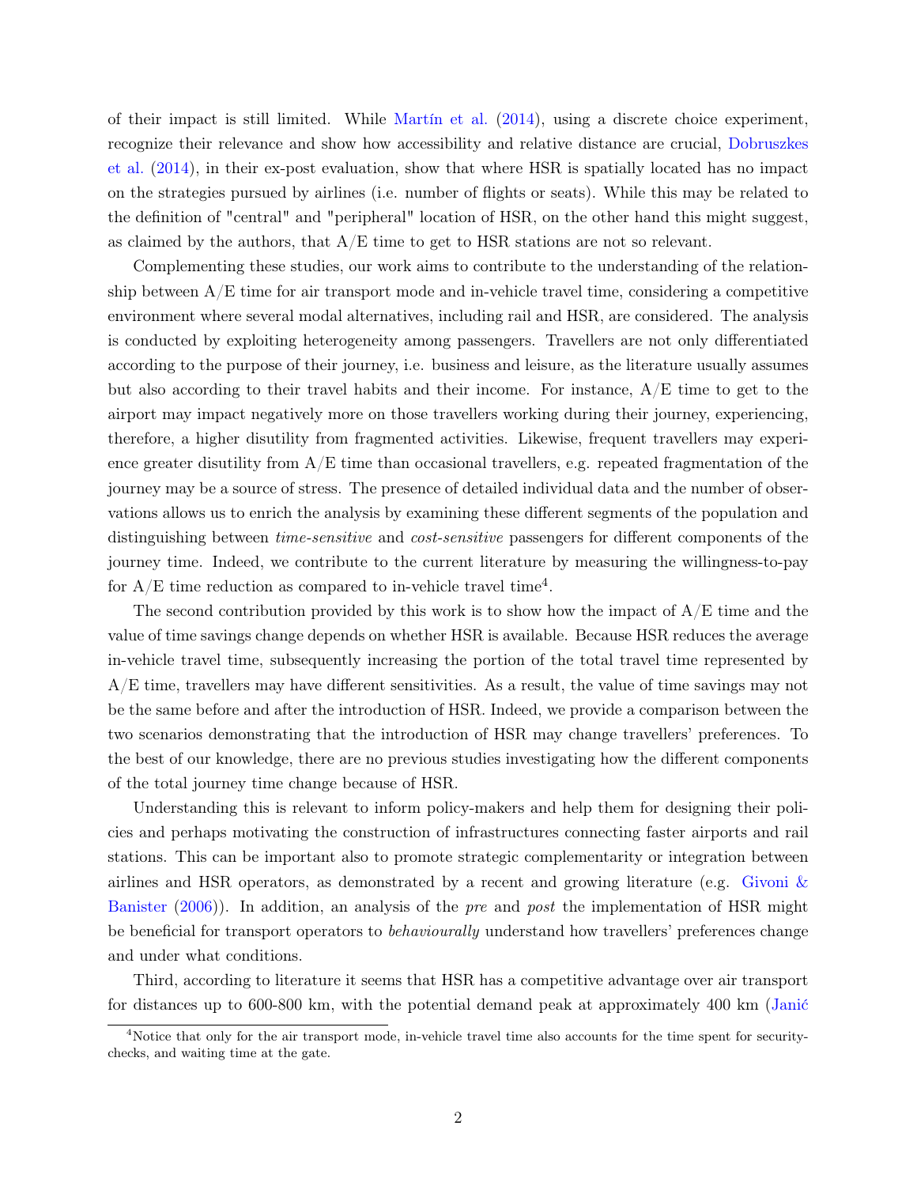of their impact is still limited. While Martín et al. (2014), using a discrete choice experiment, recognize their relevance and show how accessibility and relative distance are crucial, Dobruszkes et al. (2014), in their ex-post evaluation, show that where HSR is spatially located has no impact on the strategies pursued by airlines (i.e. number of flights or seats). While this may be related to the definition of "central" and "peripheral" location of HSR, on the other hand this might suggest, as claimed by the authors, that A/E time to get to HSR stations are not so relevant.

Complementing these studies, our work aims to contribute to the understanding of the relationship between A/E time for air transport mode and in-vehicle travel time, considering a competitive environment where several modal alternatives, including rail and HSR, are considered. The analysis is conducted by exploiting heterogeneity among passengers. Travellers are not only differentiated according to the purpose of their journey, i.e. business and leisure, as the literature usually assumes but also according to their travel habits and their income. For instance, A/E time to get to the airport may impact negatively more on those travellers working during their journey, experiencing, therefore, a higher disutility from fragmented activities. Likewise, frequent travellers may experience greater disutility from A/E time than occasional travellers, e.g. repeated fragmentation of the journey may be a source of stress. The presence of detailed individual data and the number of observations allows us to enrich the analysis by examining these different segments of the population and distinguishing between *time-sensitive* and *cost-sensitive* passengers for different components of the journey time. Indeed, we contribute to the current literature by measuring the willingness-to-pay for A/E time reduction as compared to in-vehicle travel time[4].

The second contribution provided by this work is to show how the impact of A/E time and the value of time savings change depends on whether HSR is available. Because HSR reduces the average in-vehicle travel time, subsequently increasing the portion of the total travel time represented by A/E time, travellers may have different sensitivities. As a result, the value of time savings may not be the same before and after the introduction of HSR. Indeed, we provide a comparison between the two scenarios demonstrating that the introduction of HSR may change travellers' preferences. To the best of our knowledge, there are no previous studies investigating how the different components of the total journey time change because of HSR.

Understanding this is relevant to inform policy-makers and help them for designing their policies and perhaps motivating the construction of infrastructures connecting faster airports and rail stations. This can be important also to promote strategic complementarity or integration between airlines and HSR operators, as demonstrated by a recent and growing literature (e.g. Givoni & Banister (2006)). In addition, an analysis of the *pre* and *post* the implementation of HSR might be beneficial for transport operators to *behaviourally* understand how travellers' preferences change and under what conditions.

Third, according to literature it seems that HSR has a competitive advantage over air transport for distances up to 600-800 km, with the potential demand peak at approximately 400 km (Janić

[4]Notice that only for the air transport mode, in-vehicle travel time also accounts for the time spent for security-checks, and waiting time at the gate.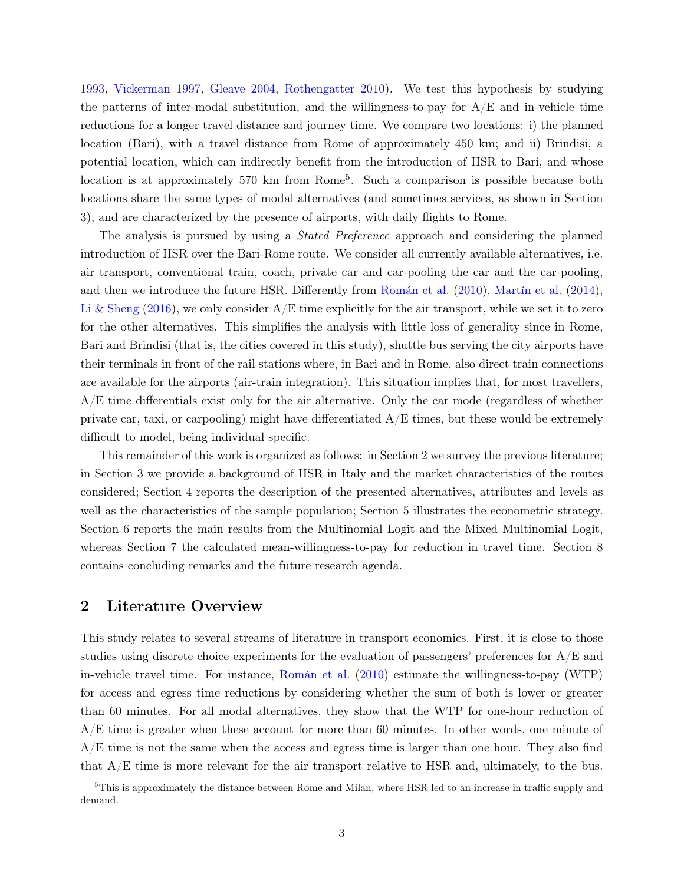1993, Vickerman 1997, Gleave 2004, Rothengatter 2010). We test this hypothesis by studying the patterns of inter-modal substitution, and the willingness-to-pay for A/E and in-vehicle time reductions for a longer travel distance and journey time. We compare two locations: i) the planned location (Bari), with a travel distance from Rome of approximately 450 km; and ii) Brindisi, a potential location, which can indirectly benefit from the introduction of HSR to Bari, and whose location is at approximately 570 km from Rome[5]. Such a comparison is possible because both locations share the same types of modal alternatives (and sometimes services, as shown in Section 3), and are characterized by the presence of airports, with daily flights to Rome.

The analysis is pursued by using a *Stated Preference* approach and considering the planned introduction of HSR over the Bari-Rome route. We consider all currently available alternatives, i.e. air transport, conventional train, coach, private car and car-pooling the car and the car-pooling, and then we introduce the future HSR. Differently from Román et al. (2010), Martín et al. (2014), Li & Sheng (2016), we only consider A/E time explicitly for the air transport, while we set it to zero for the other alternatives. This simplifies the analysis with little loss of generality since in Rome, Bari and Brindisi (that is, the cities covered in this study), shuttle bus serving the city airports have their terminals in front of the rail stations where, in Bari and in Rome, also direct train connections are available for the airports (air-train integration). This situation implies that, for most travellers, A/E time differentials exist only for the air alternative. Only the car mode (regardless of whether private car, taxi, or carpooling) might have differentiated A/E times, but these would be extremely difficult to model, being individual specific.

This remainder of this work is organized as follows: in Section 2 we survey the previous literature; in Section 3 we provide a background of HSR in Italy and the market characteristics of the routes considered; Section 4 reports the description of the presented alternatives, attributes and levels as well as the characteristics of the sample population; Section 5 illustrates the econometric strategy. Section 6 reports the main results from the Multinomial Logit and the Mixed Multinomial Logit, whereas Section 7 the calculated mean-willingness-to-pay for reduction in travel time. Section 8 contains concluding remarks and the future research agenda.

## 2 Literature Overview

This study relates to several streams of literature in transport economics. First, it is close to those studies using discrete choice experiments for the evaluation of passengers' preferences for A/E and in-vehicle travel time. For instance, Román et al. (2010) estimate the willingness-to-pay (WTP) for access and egress time reductions by considering whether the sum of both is lower or greater than 60 minutes. For all modal alternatives, they show that the WTP for one-hour reduction of A/E time is greater when these account for more than 60 minutes. In other words, one minute of A/E time is not the same when the access and egress time is larger than one hour. They also find that A/E time is more relevant for the air transport relative to HSR and, ultimately, to the bus.

[5] This is approximately the distance between Rome and Milan, where HSR led to an increase in traffic supply and demand.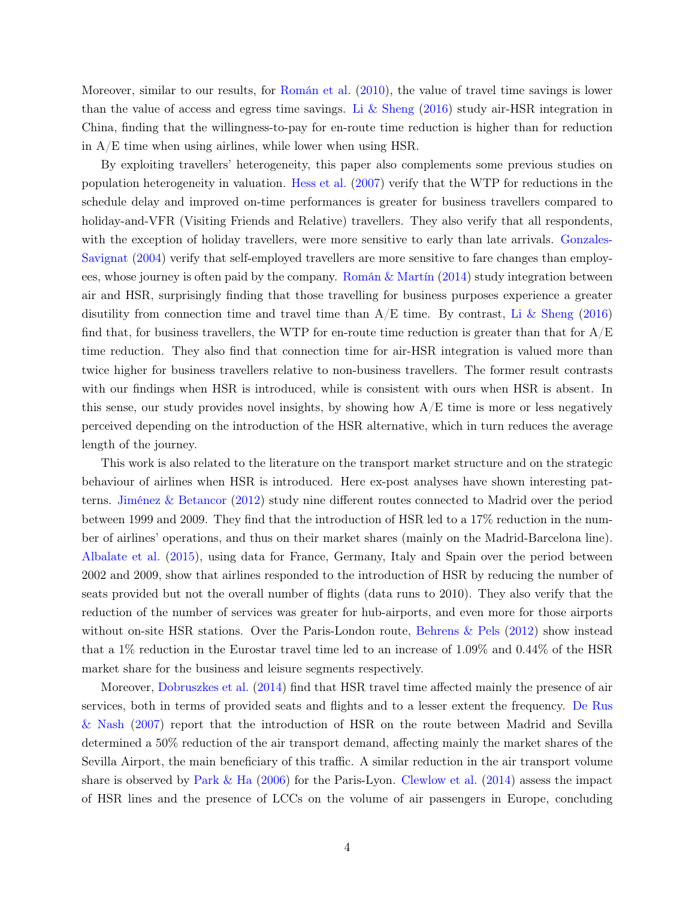Moreover, similar to our results, for Román et al. (2010), the value of travel time savings is lower than the value of access and egress time savings. Li & Sheng (2016) study air-HSR integration in China, finding that the willingness-to-pay for en-route time reduction is higher than for reduction in A/E time when using airlines, while lower when using HSR.

By exploiting travellers' heterogeneity, this paper also complements some previous studies on population heterogeneity in valuation. Hess et al. (2007) verify that the WTP for reductions in the schedule delay and improved on-time performances is greater for business travellers compared to holiday-and-VFR (Visiting Friends and Relative) travellers. They also verify that all respondents, with the exception of holiday travellers, were more sensitive to early than late arrivals. Gonzales-Savignat (2004) verify that self-employed travellers are more sensitive to fare changes than employees, whose journey is often paid by the company. Román & Martín (2014) study integration between air and HSR, surprisingly finding that those travelling for business purposes experience a greater disutility from connection time and travel time than A/E time. By contrast, Li & Sheng (2016) find that, for business travellers, the WTP for en-route time reduction is greater than that for A/E time reduction. They also find that connection time for air-HSR integration is valued more than twice higher for business travellers relative to non-business travellers. The former result contrasts with our findings when HSR is introduced, while is consistent with ours when HSR is absent. In this sense, our study provides novel insights, by showing how A/E time is more or less negatively perceived depending on the introduction of the HSR alternative, which in turn reduces the average length of the journey.

This work is also related to the literature on the transport market structure and on the strategic behaviour of airlines when HSR is introduced. Here ex-post analyses have shown interesting patterns. Jiménez & Betancor (2012) study nine different routes connected to Madrid over the period between 1999 and 2009. They find that the introduction of HSR led to a 17% reduction in the number of airlines' operations, and thus on their market shares (mainly on the Madrid-Barcelona line). Albalate et al. (2015), using data for France, Germany, Italy and Spain over the period between 2002 and 2009, show that airlines responded to the introduction of HSR by reducing the number of seats provided but not the overall number of flights (data runs to 2010). They also verify that the reduction of the number of services was greater for hub-airports, and even more for those airports without on-site HSR stations. Over the Paris-London route, Behrens & Pels (2012) show instead that a 1% reduction in the Eurostar travel time led to an increase of 1.09% and 0.44% of the HSR market share for the business and leisure segments respectively.

Moreover, Dobruszkes et al. (2014) find that HSR travel time affected mainly the presence of air services, both in terms of provided seats and flights and to a lesser extent the frequency. De Rus & Nash (2007) report that the introduction of HSR on the route between Madrid and Sevilla determined a 50% reduction of the air transport demand, affecting mainly the market shares of the Sevilla Airport, the main beneficiary of this traffic. A similar reduction in the air transport volume share is observed by Park & Ha (2006) for the Paris-Lyon. Clewlow et al. (2014) assess the impact of HSR lines and the presence of LCCs on the volume of air passengers in Europe, concluding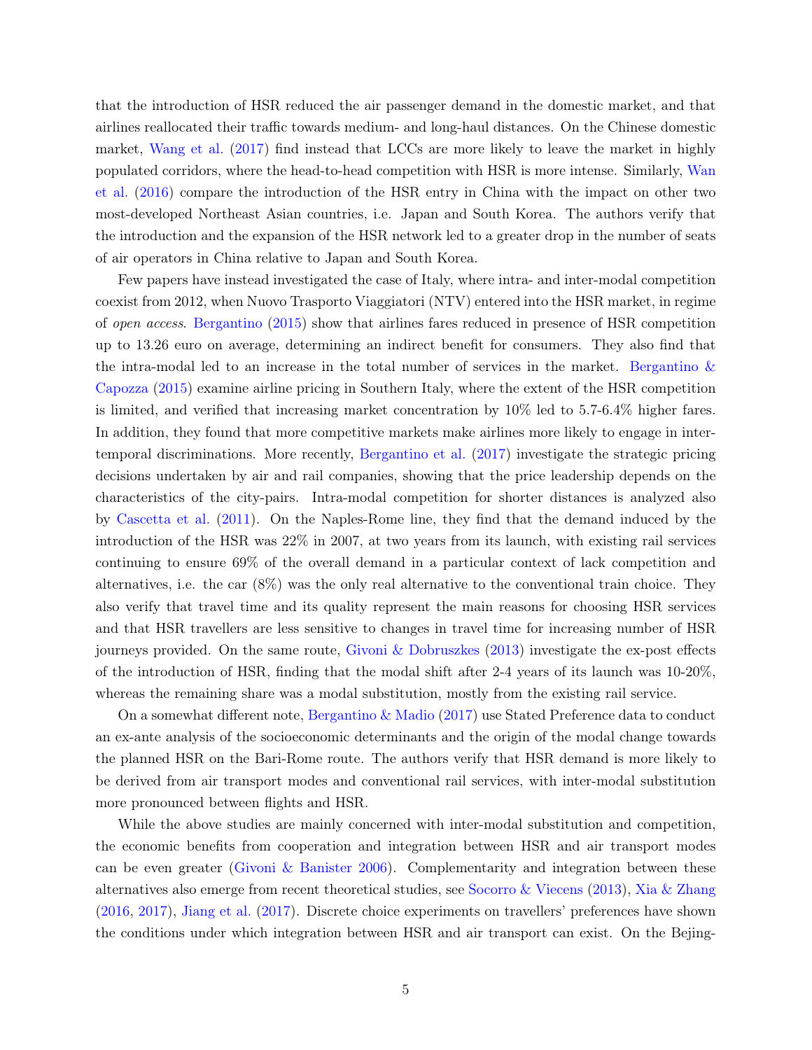that the introduction of HSR reduced the air passenger demand in the domestic market, and that airlines reallocated their traffic towards medium- and long-haul distances. On the Chinese domestic market, Wang et al. (2017) find instead that LCCs are more likely to leave the market in highly populated corridors, where the head-to-head competition with HSR is more intense. Similarly, Wan et al. (2016) compare the introduction of the HSR entry in China with the impact on other two most-developed Northeast Asian countries, i.e. Japan and South Korea. The authors verify that the introduction and the expansion of the HSR network led to a greater drop in the number of seats of air operators in China relative to Japan and South Korea.

Few papers have instead investigated the case of Italy, where intra- and inter-modal competition coexist from 2012, when Nuovo Trasporto Viaggiatori (NTV) entered into the HSR market, in regime of *open access*. Bergantino (2015) show that airlines fares reduced in presence of HSR competition up to 13.26 euro on average, determining an indirect benefit for consumers. They also find that the intra-modal led to an increase in the total number of services in the market. Bergantino & Capozza (2015) examine airline pricing in Southern Italy, where the extent of the HSR competition is limited, and verified that increasing market concentration by 10% led to 5.7-6.4% higher fares. In addition, they found that more competitive markets make airlines more likely to engage in inter-temporal discriminations. More recently, Bergantino et al. (2017) investigate the strategic pricing decisions undertaken by air and rail companies, showing that the price leadership depends on the characteristics of the city-pairs. Intra-modal competition for shorter distances is analyzed also by Cascetta et al. (2011). On the Naples-Rome line, they find that the demand induced by the introduction of the HSR was 22% in 2007, at two years from its launch, with existing rail services continuing to ensure 69% of the overall demand in a particular context of lack competition and alternatives, i.e. the car (8%) was the only real alternative to the conventional train choice. They also verify that travel time and its quality represent the main reasons for choosing HSR services and that HSR travellers are less sensitive to changes in travel time for increasing number of HSR journeys provided. On the same route, Givoni & Dobruszkes (2013) investigate the ex-post effects of the introduction of HSR, finding that the modal shift after 2-4 years of its launch was 10-20%, whereas the remaining share was a modal substitution, mostly from the existing rail service.

On a somewhat different note, Bergantino & Madio (2017) use Stated Preference data to conduct an ex-ante analysis of the socioeconomic determinants and the origin of the modal change towards the planned HSR on the Bari-Rome route. The authors verify that HSR demand is more likely to be derived from air transport modes and conventional rail services, with inter-modal substitution more pronounced between flights and HSR.

While the above studies are mainly concerned with inter-modal substitution and competition, the economic benefits from cooperation and integration between HSR and air transport modes can be even greater (Givoni & Banister 2006). Complementarity and integration between these alternatives also emerge from recent theoretical studies, see Socorro & Viecens (2013), Xia & Zhang (2016, 2017), Jiang et al. (2017). Discrete choice experiments on travellers' preferences have shown the conditions under which integration between HSR and air transport can exist. On the Bejing-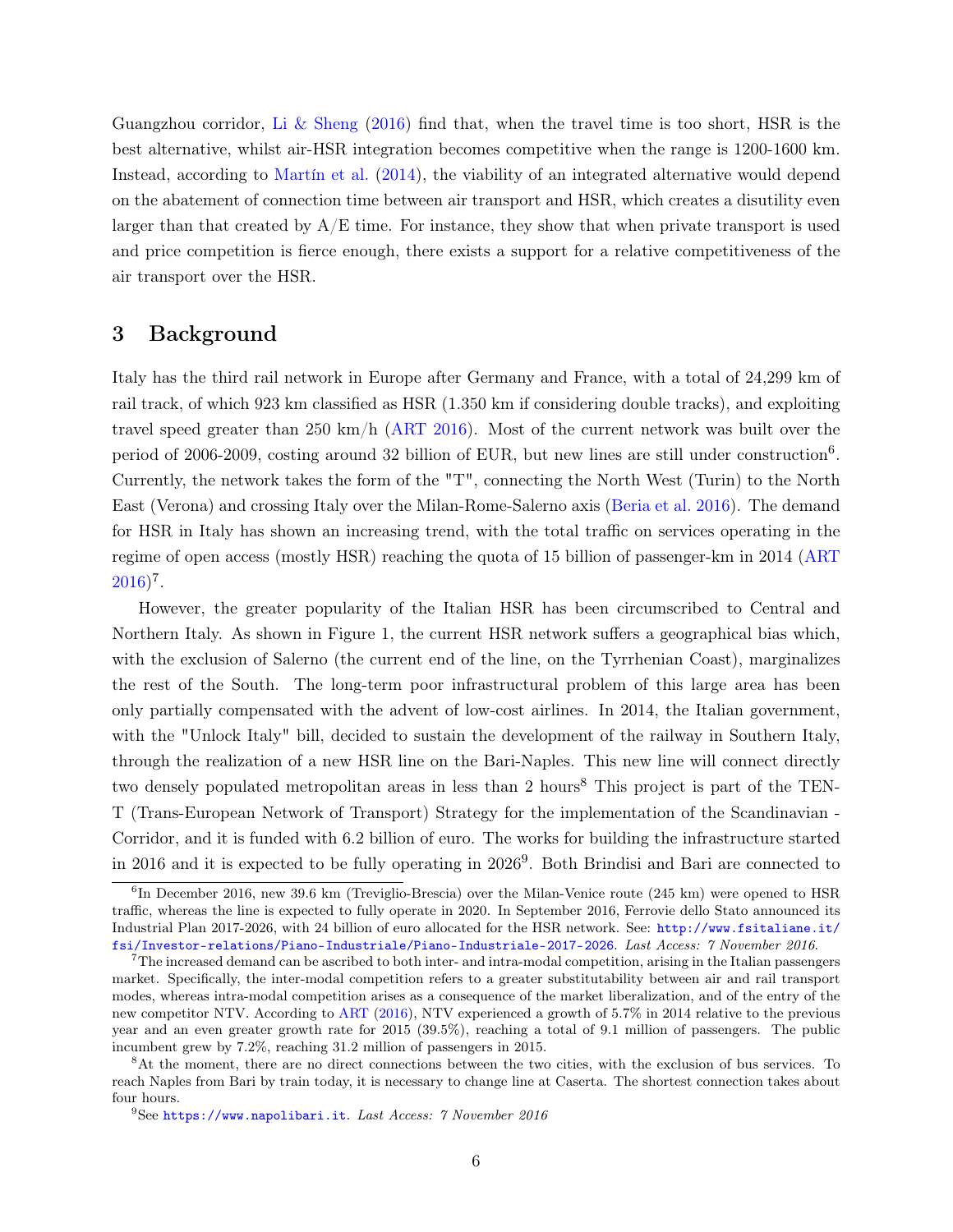Guangzhou corridor, Li & Sheng (2016) find that, when the travel time is too short, HSR is the best alternative, whilst air-HSR integration becomes competitive when the range is 1200-1600 km. Instead, according to Martín et al. (2014), the viability of an integrated alternative would depend on the abatement of connection time between air transport and HSR, which creates a disutility even larger than that created by A/E time. For instance, they show that when private transport is used and price competition is fierce enough, there exists a support for a relative competitiveness of the air transport over the HSR.

# 3 Background

Italy has the third rail network in Europe after Germany and France, with a total of 24,299 km of rail track, of which 923 km classified as HSR (1.350 km if considering double tracks), and exploiting travel speed greater than 250 km/h (ART 2016). Most of the current network was built over the period of 2006-2009, costing around 32 billion of EUR, but new lines are still under construction[6]. Currently, the network takes the form of the "T", connecting the North West (Turin) to the North East (Verona) and crossing Italy over the Milan-Rome-Salerno axis (Beria et al. 2016). The demand for HSR in Italy has shown an increasing trend, with the total traffic on services operating in the regime of open access (mostly HSR) reaching the quota of 15 billion of passenger-km in 2014 (ART 2016)[7].

However, the greater popularity of the Italian HSR has been circumscribed to Central and Northern Italy. As shown in Figure 1, the current HSR network suffers a geographical bias which, with the exclusion of Salerno (the current end of the line, on the Tyrrhenian Coast), marginalizes the rest of the South. The long-term poor infrastructural problem of this large area has been only partially compensated with the advent of low-cost airlines. In 2014, the Italian government, with the "Unlock Italy" bill, decided to sustain the development of the railway in Southern Italy, through the realization of a new HSR line on the Bari-Naples. This new line will connect directly two densely populated metropolitan areas in less than 2 hours[8] This project is part of the TEN-T (Trans-European Network of Transport) Strategy for the implementation of the Scandinavian - Corridor, and it is funded with 6.2 billion of euro. The works for building the infrastructure started in 2016 and it is expected to be fully operating in 2026[9]. Both Brindisi and Bari are connected to

[6] In December 2016, new 39.6 km (Treviglio-Brescia) over the Milan-Venice route (245 km) were opened to HSR traffic, whereas the line is expected to fully operate in 2020. In September 2016, Ferrovie dello Stato announced its Industrial Plan 2017-2026, with 24 billion of euro allocated for the HSR network. See: http://www.fsitaliane.it/fsi/Investor-relations/Piano-Industriale/Piano-Industriale-2017-2026. *Last Access: 7 November 2016*.

[7] The increased demand can be ascribed to both inter- and intra-modal competition, arising in the Italian passengers market. Specifically, the inter-modal competition refers to a greater substitutability between air and rail transport modes, whereas intra-modal competition arises as a consequence of the market liberalization, and of the entry of the new competitor NTV. According to ART (2016), NTV experienced a growth of 5.7% in 2014 relative to the previous year and an even greater growth rate for 2015 (39.5%), reaching a total of 9.1 million of passengers. The public incumbent grew by 7.2%, reaching 31.2 million of passengers in 2015.

[8] At the moment, there are no direct connections between the two cities, with the exclusion of bus services. To reach Naples from Bari by train today, it is necessary to change line at Caserta. The shortest connection takes about four hours.

[9] See https://www.napolibari.it. *Last Access: 7 November 2016*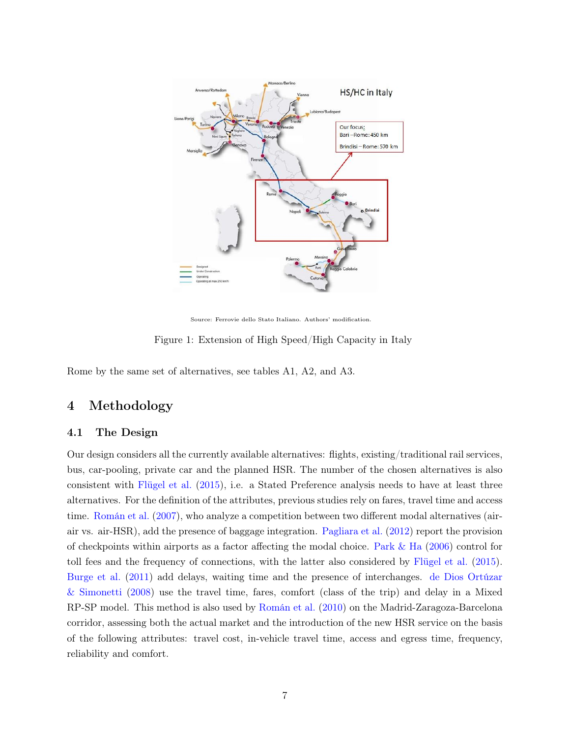Source: Ferrovie dello Stato Italiano. Authors' modification.

Figure 1: Extension of High Speed/High Capacity in Italy

Rome by the same set of alternatives, see tables A1, A2, and A3.

# 4 Methodology

## 4.1 The Design

Our design considers all the currently available alternatives: flights, existing/traditional rail services, bus, car-pooling, private car and the planned HSR. The number of the chosen alternatives is also consistent with Flügel et al. (2015), i.e. a Stated Preference analysis needs to have at least three alternatives. For the definition of the attributes, previous studies rely on fares, travel time and access time. Román et al. (2007), who analyze a competition between two different modal alternatives (air-air vs. air-HSR), add the presence of baggage integration. Pagliara et al. (2012) report the provision of checkpoints within airports as a factor affecting the modal choice. Park & Ha (2006) control for toll fees and the frequency of connections, with the latter also considered by Flügel et al. (2015). Burge et al. (2011) add delays, waiting time and the presence of interchanges. de Dios Ortúzar & Simonetti (2008) use the travel time, fares, comfort (class of the trip) and delay in a Mixed RP-SP model. This method is also used by Román et al. (2010) on the Madrid-Zaragoza-Barcelona corridor, assessing both the actual market and the introduction of the new HSR service on the basis of the following attributes: travel cost, in-vehicle travel time, access and egress time, frequency, reliability and comfort.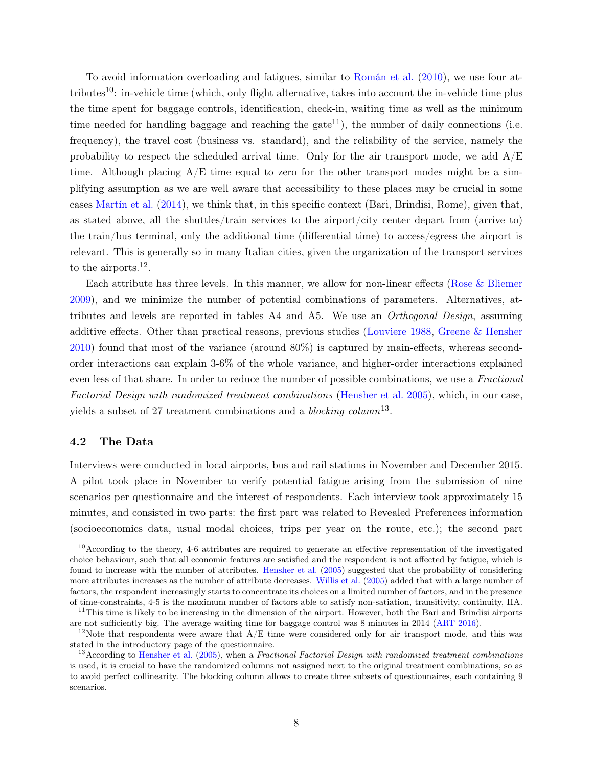To avoid information overloading and fatigues, similar to Román et al. (2010), we use four attributes[10]: in-vehicle time (which, only flight alternative, takes into account the in-vehicle time plus the time spent for baggage controls, identification, check-in, waiting time as well as the minimum time needed for handling baggage and reaching the gate[11]), the number of daily connections (i.e. frequency), the travel cost (business vs. standard), and the reliability of the service, namely the probability to respect the scheduled arrival time. Only for the air transport mode, we add A/E time. Although placing A/E time equal to zero for the other transport modes might be a simplifying assumption as we are well aware that accessibility to these places may be crucial in some cases Martín et al. (2014), we think that, in this specific context (Bari, Brindisi, Rome), given that, as stated above, all the shuttles/train services to the airport/city center depart from (arrive to) the train/bus terminal, only the additional time (differential time) to access/egress the airport is relevant. This is generally so in many Italian cities, given the organization of the transport services to the airports.[12].

Each attribute has three levels. In this manner, we allow for non-linear effects (Rose & Bliemer 2009), and we minimize the number of potential combinations of parameters. Alternatives, attributes and levels are reported in tables A4 and A5. We use an *Orthogonal Design*, assuming additive effects. Other than practical reasons, previous studies (Louviere 1988, Greene & Hensher 2010) found that most of the variance (around 80%) is captured by main-effects, whereas second-order interactions can explain 3-6% of the whole variance, and higher-order interactions explained even less of that share. In order to reduce the number of possible combinations, we use a *Fractional Factorial Design with randomized treatment combinations* (Hensher et al. 2005), which, in our case, yields a subset of 27 treatment combinations and a *blocking column*[13].

### 4.2 The Data

Interviews were conducted in local airports, bus and rail stations in November and December 2015. A pilot took place in November to verify potential fatigue arising from the submission of nine scenarios per questionnaire and the interest of respondents. Each interview took approximately 15 minutes, and consisted in two parts: the first part was related to Revealed Preferences information (socioeconomics data, usual modal choices, trips per year on the route, etc.); the second part

---

[10] According to the theory, 4-6 attributes are required to generate an effective representation of the investigated choice behaviour, such that all economic features are satisfied and the respondent is not affected by fatigue, which is found to increase with the number of attributes. Hensher et al. (2005) suggested that the probability of considering more attributes increases as the number of attribute decreases. Willis et al. (2005) added that with a large number of factors, the respondent increasingly starts to concentrate its choices on a limited number of factors, and in the presence of time-constraints, 4-5 is the maximum number of factors able to satisfy non-satiation, transitivity, continuity, IIA.

[11] This time is likely to be increasing in the dimension of the airport. However, both the Bari and Brindisi airports are not sufficiently big. The average waiting time for baggage control was 8 minutes in 2014 (ART 2016).

[12] Note that respondents were aware that A/E time were considered only for air transport mode, and this was stated in the introductory page of the questionnaire.

[13] According to Hensher et al. (2005), when a *Fractional Factorial Design with randomized treatment combinations* is used, it is crucial to have the randomized columns not assigned next to the original treatment combinations, so as to avoid perfect collinearity. The blocking column allows to create three subsets of questionnaires, each containing 9 scenarios.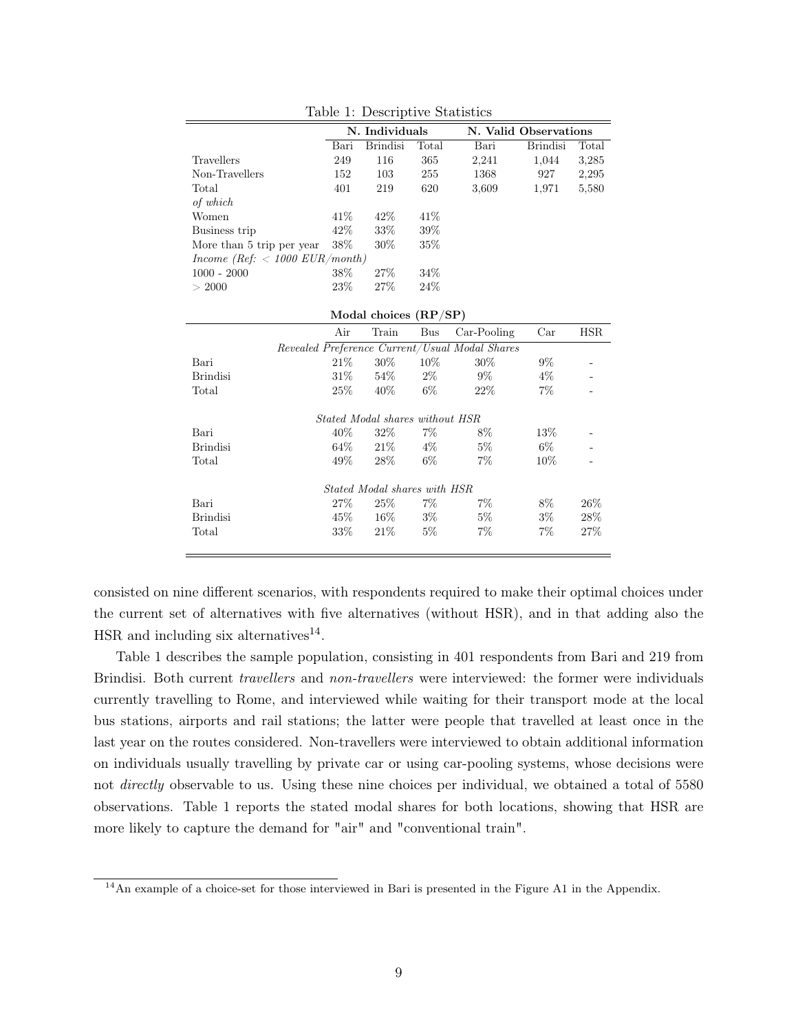Table 1: Descriptive Statistics

| | **N. Individuals** | | | **N. Valid Observations** | | |
|---|---|---|---|---|---|---|
| | Bari | Brindisi | Total | Bari | Brindisi | Total |
| Travellers | 249 | 116 | 365 | 2,241 | 1,044 | 3,285 |
| Non-Travellers | 152 | 103 | 255 | 1368 | 927 | 2,295 |
| Total | 401 | 219 | 620 | 3,609 | 1,971 | 5,580 |
| *of which* | | | | | | |
| Women | 41% | 42% | 41% | | | |
| Business trip | 42% | 33% | 39% | | | |
| More than 5 trip per year | 38% | 30% | 35% | | | |
| *Income (Ref: < 1000 EUR/month)* | | | | | | |
| 1000 - 2000 | 38% | 27% | 34% | | | |
| > 2000 | 23% | 27% | 24% | | | |

**Modal choices (RP/SP)**

| | Air | Train | Bus | Car-Pooling | Car | HSR |
|---|---|---|---|---|---|---|
| *Revealed Preference Current/Usual Modal Shares* | | | | | | |
| Bari | 21% | 30% | 10% | 30% | 9% | - |
| Brindisi | 31% | 54% | 2% | 9% | 4% | - |
| Total | 25% | 40% | 6% | 22% | 7% | - |
| *Stated Modal shares without HSR* | | | | | | |
| Bari | 40% | 32% | 7% | 8% | 13% | - |
| Brindisi | 64% | 21% | 4% | 5% | 6% | - |
| Total | 49% | 28% | 6% | 7% | 10% | - |
| *Stated Modal shares with HSR* | | | | | | |
| Bari | 27% | 25% | 7% | 7% | 8% | 26% |
| Brindisi | 45% | 16% | 3% | 5% | 3% | 28% |
| Total | 33% | 21% | 5% | 7% | 7% | 27% |

consisted on nine different scenarios, with respondents required to make their optimal choices under the current set of alternatives with five alternatives (without HSR), and in that adding also the HSR and including six alternatives[14].

Table 1 describes the sample population, consisting in 401 respondents from Bari and 219 from Brindisi. Both current *travellers* and *non-travellers* were interviewed: the former were individuals currently travelling to Rome, and interviewed while waiting for their transport mode at the local bus stations, airports and rail stations; the latter were people that travelled at least once in the last year on the routes considered. Non-travellers were interviewed to obtain additional information on individuals usually travelling by private car or using car-pooling systems, whose decisions were not *directly* observable to us. Using these nine choices per individual, we obtained a total of 5580 observations. Table 1 reports the stated modal shares for both locations, showing that HSR are more likely to capture the demand for "air" and "conventional train".

[14] An example of a choice-set for those interviewed in Bari is presented in the Figure A1 in the Appendix.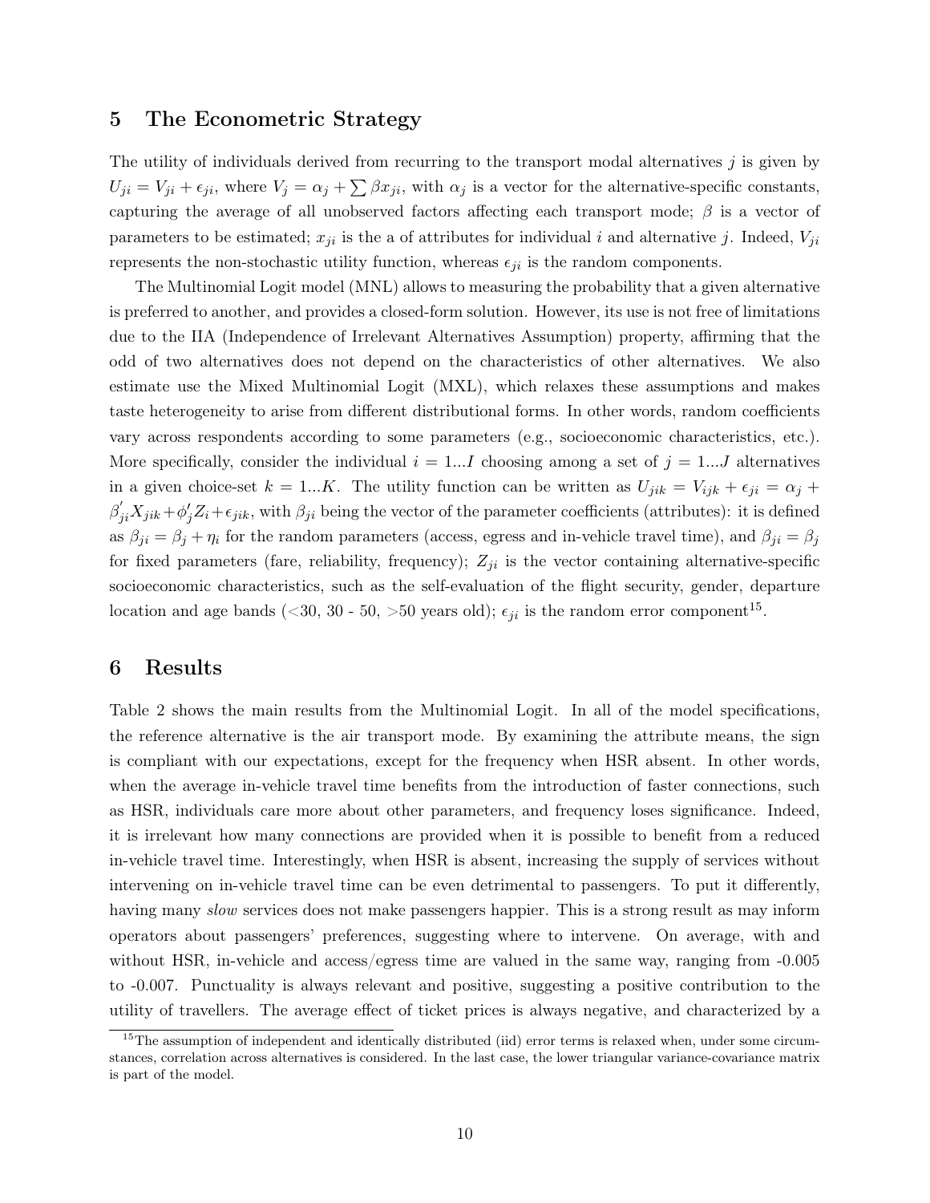## 5 The Econometric Strategy

The utility of individuals derived from recurring to the transport modal alternatives $j$ is given by $U_{ji} = V_{ji} + \epsilon_{ji}$, where $V_j = \alpha_j + \sum \beta x_{ji}$, with $\alpha_j$ is a vector for the alternative-specific constants, capturing the average of all unobserved factors affecting each transport mode; $\beta$ is a vector of parameters to be estimated; $x_{ji}$ is the a of attributes for individual $i$ and alternative $j$. Indeed, $V_{ji}$ represents the non-stochastic utility function, whereas $\epsilon_{ji}$ is the random components.

The Multinomial Logit model (MNL) allows to measuring the probability that a given alternative is preferred to another, and provides a closed-form solution. However, its use is not free of limitations due to the IIA (Independence of Irrelevant Alternatives Assumption) property, affirming that the odd of two alternatives does not depend on the characteristics of other alternatives. We also estimate use the Mixed Multinomial Logit (MXL), which relaxes these assumptions and makes taste heterogeneity to arise from different distributional forms. In other words, random coefficients vary across respondents according to some parameters (e.g., socioeconomic characteristics, etc.). More specifically, consider the individual $i = 1...I$ choosing among a set of $j = 1...J$ alternatives in a given choice-set $k = 1...K$. The utility function can be written as $U_{jik} = V_{ijk} + \epsilon_{ji} = \alpha_j + \beta'_{ji}X_{jik} + \phi'_j Z_i + \epsilon_{jik}$, with $\beta_{ji}$ being the vector of the parameter coefficients (attributes): it is defined as $\beta_{ji} = \beta_j + \eta_i$ for the random parameters (access, egress and in-vehicle travel time), and $\beta_{ji} = \beta_j$ for fixed parameters (fare, reliability, frequency); $Z_{ji}$ is the vector containing alternative-specific socioeconomic characteristics, such as the self-evaluation of the flight security, gender, departure location and age bands (<30, 30 - 50, >50 years old); $\epsilon_{ji}$ is the random error component[15].

## 6 Results

Table 2 shows the main results from the Multinomial Logit. In all of the model specifications, the reference alternative is the air transport mode. By examining the attribute means, the sign is compliant with our expectations, except for the frequency when HSR absent. In other words, when the average in-vehicle travel time benefits from the introduction of faster connections, such as HSR, individuals care more about other parameters, and frequency loses significance. Indeed, it is irrelevant how many connections are provided when it is possible to benefit from a reduced in-vehicle travel time. Interestingly, when HSR is absent, increasing the supply of services without intervening on in-vehicle travel time can be even detrimental to passengers. To put it differently, having many *slow* services does not make passengers happier. This is a strong result as may inform operators about passengers' preferences, suggesting where to intervene. On average, with and without HSR, in-vehicle and access/egress time are valued in the same way, ranging from -0.005 to -0.007. Punctuality is always relevant and positive, suggesting a positive contribution to the utility of travellers. The average effect of ticket prices is always negative, and characterized by a

[15] The assumption of independent and identically distributed (iid) error terms is relaxed when, under some circumstances, correlation across alternatives is considered. In the last case, the lower triangular variance-covariance matrix is part of the model.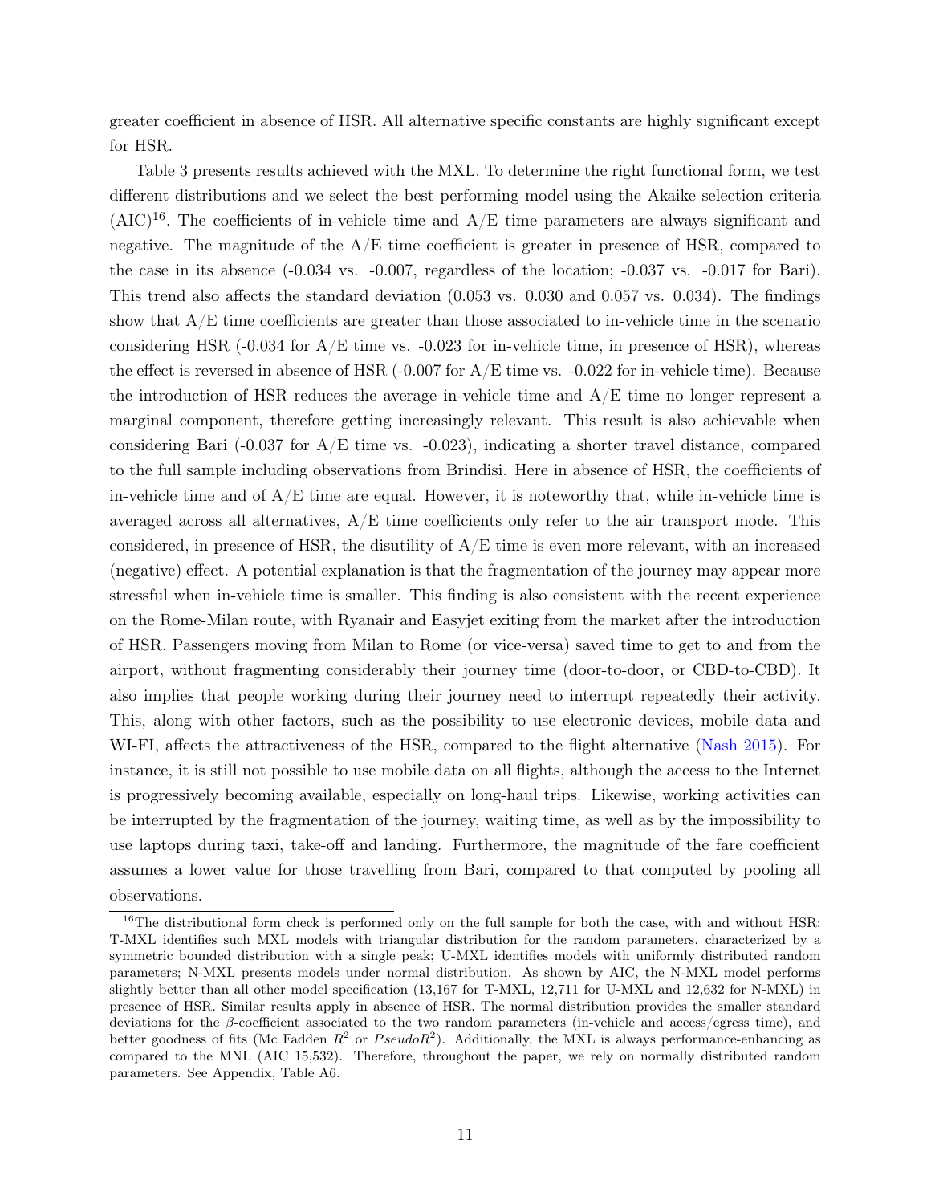greater coefficient in absence of HSR. All alternative specific constants are highly significant except for HSR.

Table 3 presents results achieved with the MXL. To determine the right functional form, we test different distributions and we select the best performing model using the Akaike selection criteria (AIC)[16]. The coefficients of in-vehicle time and A/E time parameters are always significant and negative. The magnitude of the A/E time coefficient is greater in presence of HSR, compared to the case in its absence (-0.034 vs. -0.007, regardless of the location; -0.037 vs. -0.017 for Bari). This trend also affects the standard deviation (0.053 vs. 0.030 and 0.057 vs. 0.034). The findings show that A/E time coefficients are greater than those associated to in-vehicle time in the scenario considering HSR (-0.034 for A/E time vs. -0.023 for in-vehicle time, in presence of HSR), whereas the effect is reversed in absence of HSR (-0.007 for A/E time vs. -0.022 for in-vehicle time). Because the introduction of HSR reduces the average in-vehicle time and A/E time no longer represent a marginal component, therefore getting increasingly relevant. This result is also achievable when considering Bari (-0.037 for A/E time vs. -0.023), indicating a shorter travel distance, compared to the full sample including observations from Brindisi. Here in absence of HSR, the coefficients of in-vehicle time and of A/E time are equal. However, it is noteworthy that, while in-vehicle time is averaged across all alternatives, A/E time coefficients only refer to the air transport mode. This considered, in presence of HSR, the disutility of A/E time is even more relevant, with an increased (negative) effect. A potential explanation is that the fragmentation of the journey may appear more stressful when in-vehicle time is smaller. This finding is also consistent with the recent experience on the Rome-Milan route, with Ryanair and Easyjet exiting from the market after the introduction of HSR. Passengers moving from Milan to Rome (or vice-versa) saved time to get to and from the airport, without fragmenting considerably their journey time (door-to-door, or CBD-to-CBD). It also implies that people working during their journey need to interrupt repeatedly their activity. This, along with other factors, such as the possibility to use electronic devices, mobile data and WI-FI, affects the attractiveness of the HSR, compared to the flight alternative (Nash 2015). For instance, it is still not possible to use mobile data on all flights, although the access to the Internet is progressively becoming available, especially on long-haul trips. Likewise, working activities can be interrupted by the fragmentation of the journey, waiting time, as well as by the impossibility to use laptops during taxi, take-off and landing. Furthermore, the magnitude of the fare coefficient assumes a lower value for those travelling from Bari, compared to that computed by pooling all observations.

[16]The distributional form check is performed only on the full sample for both the case, with and without HSR: T-MXL identifies such MXL models with triangular distribution for the random parameters, characterized by a symmetric bounded distribution with a single peak; U-MXL identifies models with uniformly distributed random parameters; N-MXL presents models under normal distribution. As shown by AIC, the N-MXL model performs slightly better than all other model specification (13,167 for T-MXL, 12,711 for U-MXL and 12,632 for N-MXL) in presence of HSR. Similar results apply in absence of HSR. The normal distribution provides the smaller standard deviations for the $\beta$-coefficient associated to the two random parameters (in-vehicle and access/egress time), and better goodness of fits (Mc Fadden $R^2$ or $PseudoR^2$). Additionally, the MXL is always performance-enhancing as compared to the MNL (AIC 15,532). Therefore, throughout the paper, we rely on normally distributed random parameters. See Appendix, Table A6.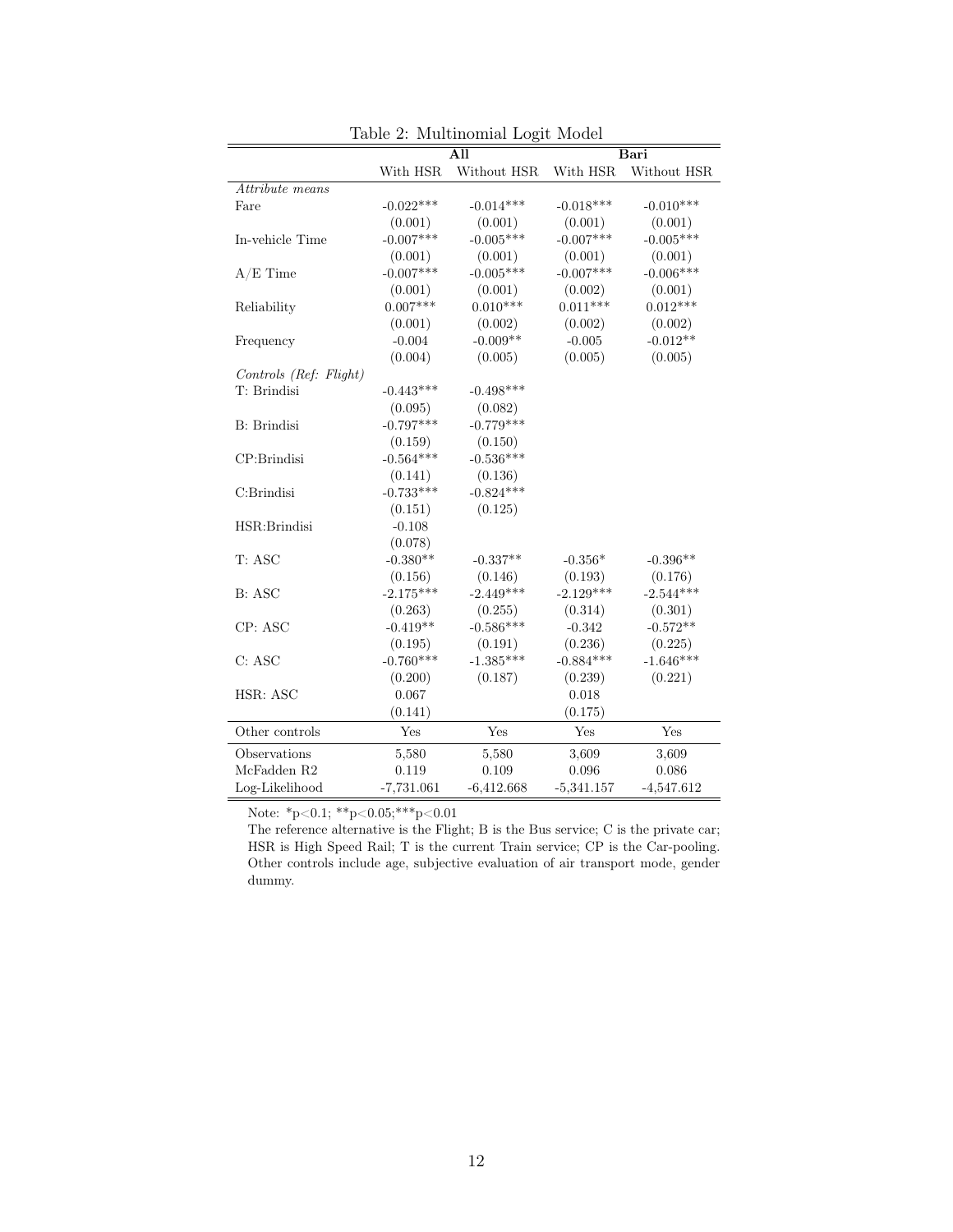Table 2: Multinomial Logit Model

| | All | | Bari | |
|---|---|---|---|---|
| | With HSR | Without HSR | With HSR | Without HSR |
| *Attribute means* | | | | |
| Fare | -0.022*** | -0.014*** | -0.018*** | -0.010*** |
| | (0.001) | (0.001) | (0.001) | (0.001) |
| In-vehicle Time | -0.007*** | -0.005*** | -0.007*** | -0.005*** |
| | (0.001) | (0.001) | (0.001) | (0.001) |
| A/E Time | -0.007*** | -0.005*** | -0.007*** | -0.006*** |
| | (0.001) | (0.001) | (0.002) | (0.001) |
| Reliability | 0.007*** | 0.010*** | 0.011*** | 0.012*** |
| | (0.001) | (0.002) | (0.002) | (0.002) |
| Frequency | -0.004 | -0.009** | -0.005 | -0.012** |
| | (0.004) | (0.005) | (0.005) | (0.005) |
| *Controls (Ref: Flight)* | | | | |
| T: Brindisi | -0.443*** | -0.498*** | | |
| | (0.095) | (0.082) | | |
| B: Brindisi | -0.797*** | -0.779*** | | |
| | (0.159) | (0.150) | | |
| CP:Brindisi | -0.564*** | -0.536*** | | |
| | (0.141) | (0.136) | | |
| C:Brindisi | -0.733*** | -0.824*** | | |
| | (0.151) | (0.125) | | |
| HSR:Brindisi | -0.108 | | | |
| | (0.078) | | | |
| T: ASC | -0.380** | -0.337** | -0.356* | -0.396** |
| | (0.156) | (0.146) | (0.193) | (0.176) |
| B: ASC | -2.175*** | -2.449*** | -2.129*** | -2.544*** |
| | (0.263) | (0.255) | (0.314) | (0.301) |
| CP: ASC | -0.419** | -0.586*** | -0.342 | -0.572** |
| | (0.195) | (0.191) | (0.236) | (0.225) |
| C: ASC | -0.760*** | -1.385*** | -0.884*** | -1.646*** |
| | (0.200) | (0.187) | (0.239) | (0.221) |
| HSR: ASC | 0.067 | | 0.018 | |
| | (0.141) | | (0.175) | |
| Other controls | Yes | Yes | Yes | Yes |
| Observations | 5,580 | 5,580 | 3,609 | 3,609 |
| McFadden R2 | 0.119 | 0.109 | 0.096 | 0.086 |
| Log-Likelihood | -7,731.061 | -6,412.668 | -5,341.157 | -4,547.612 |

Note: *p<0.1; **p<0.05;***p<0.01

The reference alternative is the Flight; B is the Bus service; C is the private car; HSR is High Speed Rail; T is the current Train service; CP is the Car-pooling. Other controls include age, subjective evaluation of air transport mode, gender dummy.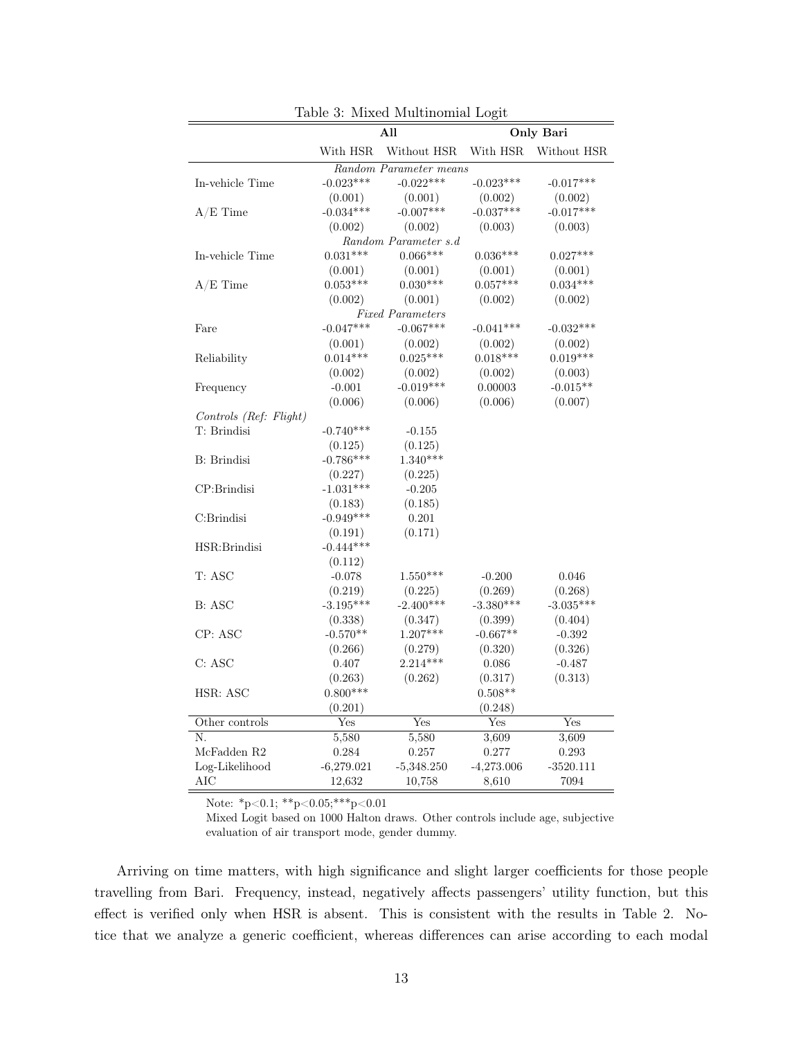Table 3: Mixed Multinomial Logit

| | All | | Only Bari | |
|---|---|---|---|---|
| | With HSR | Without HSR | With HSR | Without HSR |
| *Random Parameter means* | | | | |
| In-vehicle Time | -0.023*** | -0.022*** | -0.023*** | -0.017*** |
| | (0.001) | (0.001) | (0.002) | (0.002) |
| A/E Time | -0.034*** | -0.007*** | -0.037*** | -0.017*** |
| | (0.002) | (0.002) | (0.003) | (0.003) |
| *Random Parameter s.d* | | | | |
| In-vehicle Time | 0.031*** | 0.066*** | 0.036*** | 0.027*** |
| | (0.001) | (0.001) | (0.001) | (0.001) |
| A/E Time | 0.053*** | 0.030*** | 0.057*** | 0.034*** |
| | (0.002) | (0.001) | (0.002) | (0.002) |
| *Fixed Parameters* | | | | |
| Fare | -0.047*** | -0.067*** | -0.041*** | -0.032*** |
| | (0.001) | (0.002) | (0.002) | (0.002) |
| Reliability | 0.014*** | 0.025*** | 0.018*** | 0.019*** |
| | (0.002) | (0.002) | (0.002) | (0.003) |
| Frequency | -0.001 | -0.019*** | 0.00003 | -0.015** |
| | (0.006) | (0.006) | (0.006) | (0.007) |
| *Controls (Ref: Flight)* | | | | |
| T: Brindisi | -0.740*** | -0.155 | | |
| | (0.125) | (0.125) | | |
| B: Brindisi | -0.786*** | 1.340*** | | |
| | (0.227) | (0.225) | | |
| CP:Brindisi | -1.031*** | -0.205 | | |
| | (0.183) | (0.185) | | |
| C:Brindisi | -0.949*** | 0.201 | | |
| | (0.191) | (0.171) | | |
| HSR:Brindisi | -0.444*** | | | |
| | (0.112) | | | |
| T: ASC | -0.078 | 1.550*** | -0.200 | 0.046 |
| | (0.219) | (0.225) | (0.269) | (0.268) |
| B: ASC | -3.195*** | -2.400*** | -3.380*** | -3.035*** |
| | (0.338) | (0.347) | (0.399) | (0.404) |
| CP: ASC | -0.570** | 1.207*** | -0.667** | -0.392 |
| | (0.266) | (0.279) | (0.320) | (0.326) |
| C: ASC | 0.407 | 2.214*** | 0.086 | -0.487 |
| | (0.263) | (0.262) | (0.317) | (0.313) |
| HSR: ASC | 0.800*** | | 0.508** | |
| | (0.201) | | (0.248) | |
| Other controls | Yes | Yes | Yes | Yes |
| N. | 5,580 | 5,580 | 3,609 | 3,609 |
| McFadden R2 | 0.284 | 0.257 | 0.277 | 0.293 |
| Log-Likelihood | -6,279.021 | -5,348.250 | -4,273.006 | -3520.111 |
| AIC | 12,632 | 10,758 | 8,610 | 7094 |

Note: *p<0.1; **p<0.05;***p<0.01

Mixed Logit based on 1000 Halton draws. Other controls include age, subjective evaluation of air transport mode, gender dummy.

Arriving on time matters, with high significance and slight larger coefficients for those people travelling from Bari. Frequency, instead, negatively affects passengers' utility function, but this effect is verified only when HSR is absent. This is consistent with the results in Table 2. Notice that we analyze a generic coefficient, whereas differences can arise according to each modal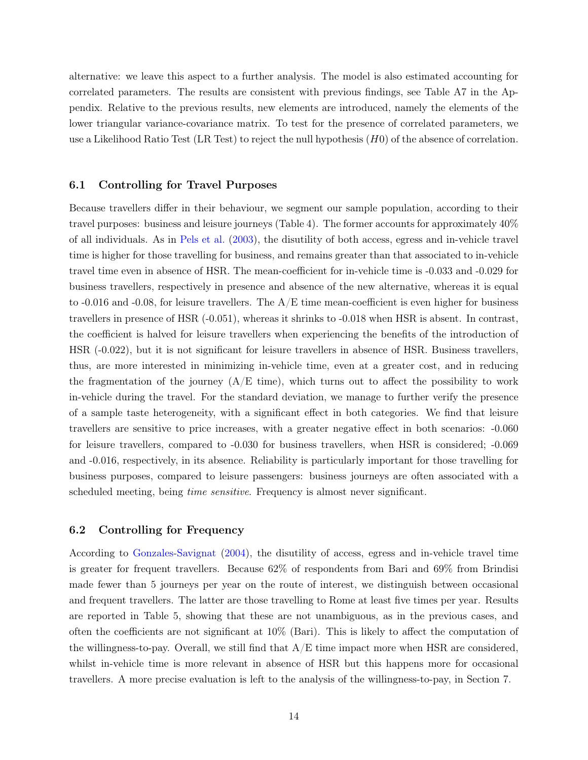alternative: we leave this aspect to a further analysis. The model is also estimated accounting for correlated parameters. The results are consistent with previous findings, see Table A7 in the Appendix. Relative to the previous results, new elements are introduced, namely the elements of the lower triangular variance-covariance matrix. To test for the presence of correlated parameters, we use a Likelihood Ratio Test (LR Test) to reject the null hypothesis ($H0$) of the absence of correlation.

### 6.1 Controlling for Travel Purposes

Because travellers differ in their behaviour, we segment our sample population, according to their travel purposes: business and leisure journeys (Table 4). The former accounts for approximately 40% of all individuals. As in Pels et al. (2003), the disutility of both access, egress and in-vehicle travel time is higher for those travelling for business, and remains greater than that associated to in-vehicle travel time even in absence of HSR. The mean-coefficient for in-vehicle time is -0.033 and -0.029 for business travellers, respectively in presence and absence of the new alternative, whereas it is equal to -0.016 and -0.08, for leisure travellers. The A/E time mean-coefficient is even higher for business travellers in presence of HSR (-0.051), whereas it shrinks to -0.018 when HSR is absent. In contrast, the coefficient is halved for leisure travellers when experiencing the benefits of the introduction of HSR (-0.022), but it is not significant for leisure travellers in absence of HSR. Business travellers, thus, are more interested in minimizing in-vehicle time, even at a greater cost, and in reducing the fragmentation of the journey (A/E time), which turns out to affect the possibility to work in-vehicle during the travel. For the standard deviation, we manage to further verify the presence of a sample taste heterogeneity, with a significant effect in both categories. We find that leisure travellers are sensitive to price increases, with a greater negative effect in both scenarios: -0.060 for leisure travellers, compared to -0.030 for business travellers, when HSR is considered; -0.069 and -0.016, respectively, in its absence. Reliability is particularly important for those travelling for business purposes, compared to leisure passengers: business journeys are often associated with a scheduled meeting, being *time sensitive*. Frequency is almost never significant.

### 6.2 Controlling for Frequency

According to Gonzales-Savignat (2004), the disutility of access, egress and in-vehicle travel time is greater for frequent travellers. Because 62% of respondents from Bari and 69% from Brindisi made fewer than 5 journeys per year on the route of interest, we distinguish between occasional and frequent travellers. The latter are those travelling to Rome at least five times per year. Results are reported in Table 5, showing that these are not unambiguous, as in the previous cases, and often the coefficients are not significant at 10% (Bari). This is likely to affect the computation of the willingness-to-pay. Overall, we still find that A/E time impact more when HSR are considered, whilst in-vehicle time is more relevant in absence of HSR but this happens more for occasional travellers. A more precise evaluation is left to the analysis of the willingness-to-pay, in Section 7.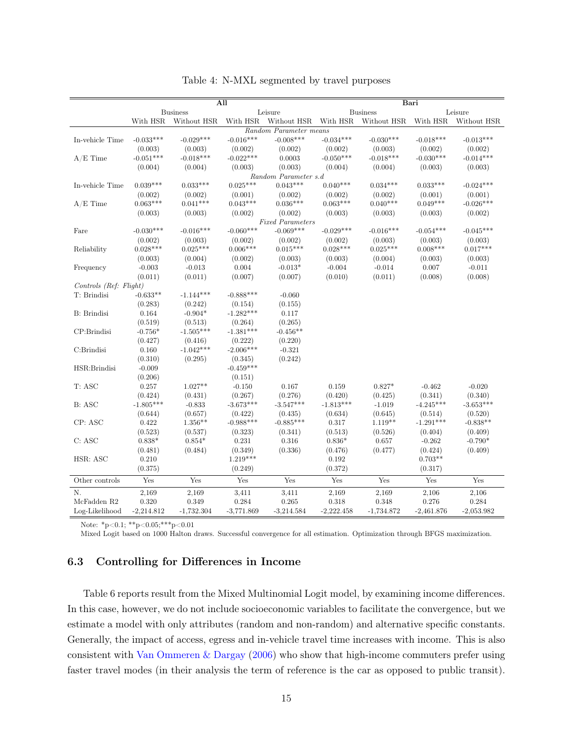Table 4: N-MXL segmented by travel purposes

| | All | | | | Bari | | | |
|---|---|---|---|---|---|---|---|---|
| | Business | | Leisure | | Business | | Leisure | |
| | With HSR | Without HSR | With HSR | Without HSR | With HSR | Without HSR | With HSR | Without HSR |
| | *Random Parameter means* | | | | | | | |
| In-vehicle Time | -0.033*** | -0.029*** | -0.016*** | -0.008*** | -0.034*** | -0.030*** | -0.018*** | -0.013*** |
| | (0.003) | (0.003) | (0.002) | (0.002) | (0.002) | (0.003) | (0.002) | (0.002) |
| A/E Time | -0.051*** | -0.018*** | -0.022*** | 0.0003 | -0.050*** | -0.018*** | -0.030*** | -0.014*** |
| | (0.004) | (0.004) | (0.003) | (0.003) | (0.004) | (0.004) | (0.003) | (0.003) |
| | *Random Parameter s.d* | | | | | | | |
| In-vehicle Time | 0.039*** | 0.033*** | 0.025*** | 0.043*** | 0.040*** | 0.034*** | 0.033*** | -0.024*** |
| | (0.002) | (0.002) | (0.001) | (0.002) | (0.002) | (0.002) | (0.001) | (0.001) |
| A/E Time | 0.063*** | 0.041*** | 0.043*** | 0.036*** | 0.063*** | 0.040*** | 0.049*** | -0.026*** |
| | (0.003) | (0.003) | (0.002) | (0.002) | (0.003) | (0.003) | (0.003) | (0.002) |
| | *Fixed Parameters* | | | | | | | |
| Fare | -0.030*** | -0.016*** | -0.060*** | -0.069*** | -0.029*** | -0.016*** | -0.054*** | -0.045*** |
| | (0.002) | (0.003) | (0.002) | (0.002) | (0.002) | (0.003) | (0.003) | (0.003) |
| Reliability | 0.028*** | 0.025*** | 0.006*** | 0.015*** | 0.028*** | 0.025*** | 0.008*** | 0.017*** |
| | (0.003) | (0.004) | (0.002) | (0.003) | (0.003) | (0.004) | (0.003) | (0.003) |
| Frequency | -0.003 | -0.013 | 0.004 | -0.013* | -0.004 | -0.014 | 0.007 | -0.011 |
| | (0.011) | (0.011) | (0.007) | (0.007) | (0.010) | (0.011) | (0.008) | (0.008) |
| *Controls (Ref: Flight)* | | | | | | | | |
| T: Brindisi | -0.633** | -1.144*** | -0.888*** | -0.060 | | | | |
| | (0.283) | (0.242) | (0.154) | (0.155) | | | | |
| B: Brindisi | 0.164 | -0.904* | -1.282*** | 0.117 | | | | |
| | (0.519) | (0.513) | (0.264) | (0.265) | | | | |
| CP:Brindisi | -0.756* | -1.505*** | -1.381*** | -0.456** | | | | |
| | (0.427) | (0.416) | (0.222) | (0.220) | | | | |
| C:Brindisi | 0.160 | -1.042*** | -2.006*** | -0.321 | | | | |
| | (0.310) | (0.295) | (0.345) | (0.242) | | | | |
| HSR:Brindisi | -0.009 | | -0.459*** | | | | | |
| | (0.206) | | (0.151) | | | | | |
| T: ASC | 0.257 | 1.027** | -0.150 | 0.167 | 0.159 | 0.827* | -0.462 | -0.020 |
| | (0.424) | (0.431) | (0.267) | (0.276) | (0.420) | (0.425) | (0.341) | (0.340) |
| B: ASC | -1.805*** | -0.833 | -3.673*** | -3.547*** | -1.813*** | -1.019 | -4.245*** | -3.653*** |
| | (0.644) | (0.657) | (0.422) | (0.435) | (0.634) | (0.645) | (0.514) | (0.520) |
| CP: ASC | 0.422 | 1.356** | -0.988*** | -0.885*** | 0.317 | 1.119** | -1.291*** | -0.838** |
| | (0.523) | (0.537) | (0.323) | (0.341) | (0.513) | (0.526) | (0.404) | (0.409) |
| C: ASC | 0.838* | 0.854* | 0.231 | 0.316 | 0.836* | 0.657 | -0.262 | -0.790* |
| | (0.481) | (0.484) | (0.349) | (0.336) | (0.476) | (0.477) | (0.424) | (0.409) |
| HSR: ASC | 0.210 | | 1.219*** | | 0.192 | | 0.703** | |
| | (0.375) | | (0.249) | | (0.372) | | (0.317) | |
| Other controls | Yes | Yes | Yes | Yes | Yes | Yes | Yes | Yes |
| N. | 2,169 | 2,169 | 3,411 | 3,411 | 2,169 | 2,169 | 2,106 | 2,106 |
| McFadden R2 | 0.320 | 0.349 | 0.284 | 0.265 | 0.318 | 0.348 | 0.276 | 0.284 |
| Log-Likelihood | -2,214.812 | -1,732.304 | -3,771.869 | -3,214.584 | -2,222.458 | -1,734.872 | -2,461.876 | -2,053.982 |

Note: *p<0.1; **p<0.05;***p<0.01

Mixed Logit based on 1000 Halton draws. Successful convergence for all estimation. Optimization through BFGS maximization.

### 6.3 Controlling for Differences in Income

Table 6 reports result from the Mixed Multinomial Logit model, by examining income differences. In this case, however, we do not include socioeconomic variables to facilitate the convergence, but we estimate a model with only attributes (random and non-random) and alternative specific constants. Generally, the impact of access, egress and in-vehicle travel time increases with income. This is also consistent with Van Ommeren & Dargay (2006) who show that high-income commuters prefer using faster travel modes (in their analysis the term of reference is the car as opposed to public transit).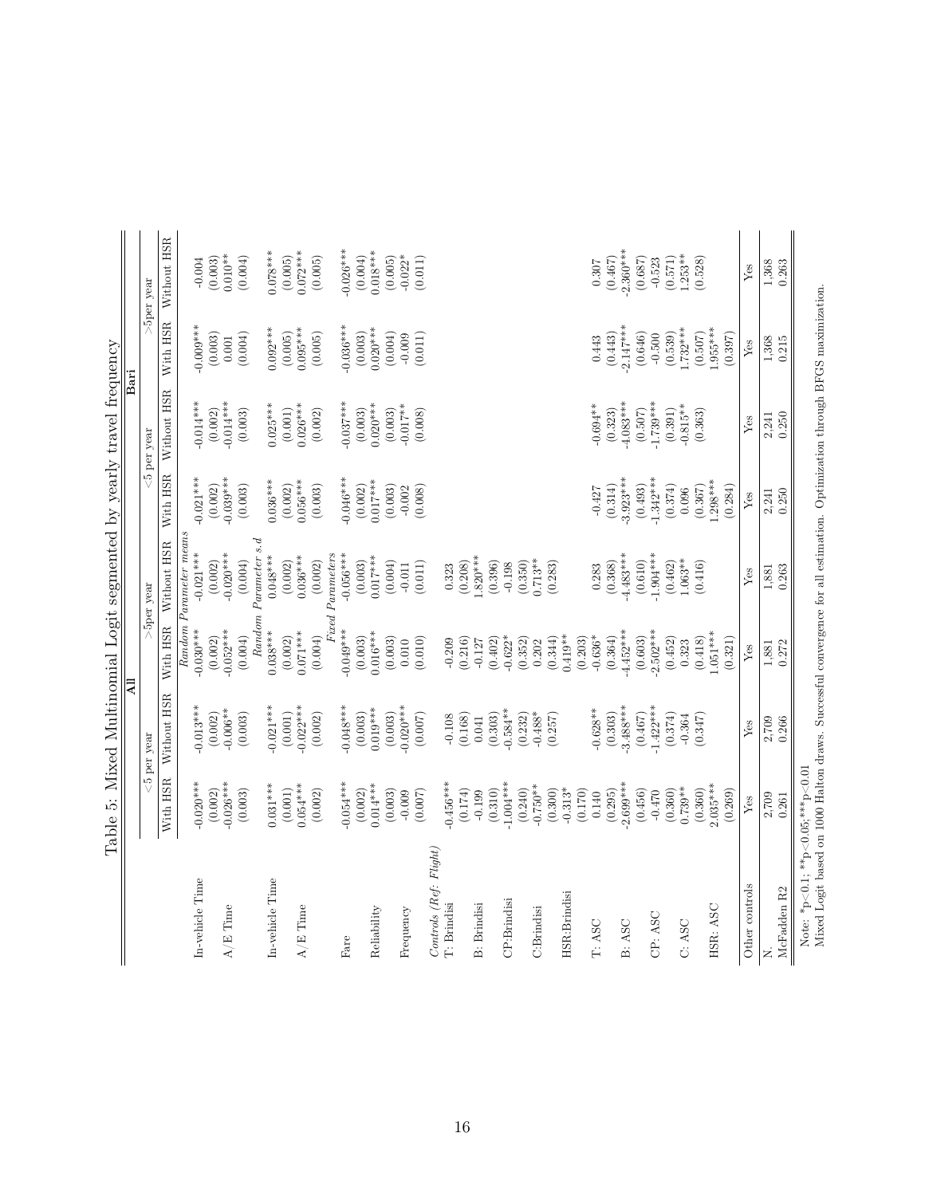Table 5: Mixed Multinomial Logit segmented by yearly travel frequency

| | All | | | | Bari | | | |
|---|---|---|---|---|---|---|---|---|
| | <5 per year | | >5per year | | <5 per year | | >5per year | |
| | With HSR | Without HSR | With HSR | Without HSR | With HSR | Without HSR | With HSR | Without HSR |
| | *Random Parameter means* | | | | | | | |
| In-vehicle Time | -0.020*** | -0.013*** | -0.030*** | -0.021*** | -0.021*** | -0.014*** | -0.009*** | -0.004 |
| | (0.002) | (0.002) | (0.002) | (0.002) | (0.002) | (0.002) | (0.003) | (0.003) |
| A/E Time | -0.026*** | -0.006** | -0.052*** | -0.020*** | -0.039*** | -0.014*** | 0.001 | 0.010** |
| | (0.003) | (0.003) | (0.004) | (0.004) | (0.003) | (0.003) | (0.004) | (0.004) |
| | *Random Parameter s.d* | | | | | | | |
| In-vehicle Time | 0.031*** | -0.021*** | 0.038*** | 0.048*** | 0.036*** | 0.025*** | 0.092*** | 0.078*** |
| | (0.001) | (0.001) | (0.002) | (0.002) | (0.002) | (0.001) | (0.005) | (0.005) |
| A/E Time | 0.054*** | -0.022*** | 0.071*** | 0.036*** | 0.056*** | 0.026*** | 0.095*** | 0.072*** |
| | (0.002) | (0.002) | (0.004) | (0.002) | (0.003) | (0.002) | (0.005) | (0.005) |
| | *Fixed Parameters* | | | | | | | |
| Fare | -0.054*** | -0.048*** | -0.049*** | -0.056*** | -0.046*** | -0.037*** | -0.036*** | -0.026*** |
| | (0.002) | (0.003) | (0.003) | (0.003) | (0.002) | (0.003) | (0.003) | (0.004) |
| Reliability | 0.014*** | 0.019*** | 0.016*** | 0.017*** | 0.017*** | 0.020*** | 0.020*** | 0.018*** |
| | (0.003) | (0.003) | (0.003) | (0.004) | (0.003) | (0.003) | (0.004) | (0.005) |
| Frequency | -0.009 | -0.020*** | 0.010 | -0.011 | -0.002 | -0.017** | -0.009 | -0.022* |
| | (0.007) | (0.007) | (0.010) | (0.011) | (0.008) | (0.008) | (0.011) | (0.011) |
| *Controls (Ref: Flight)* | | | | | | | | |
| T: Brindisi | -0.456*** | -0.108 | -0.209 | 0.323 | | | | |
| | (0.174) | (0.168) | (0.216) | (0.208) | | | | |
| B: Brindisi | -0.199 | 0.041 | -0.127 | 1.820*** | | | | |
| | (0.310) | (0.303) | (0.402) | (0.396) | | | | |
| CP:Brindisi | -1.004*** | -0.584** | -0.622* | -0.198 | | | | |
| | (0.240) | (0.232) | (0.352) | (0.350) | | | | |
| C:Brindisi | -0.750** | -0.488* | 0.202 | 0.713** | | | | |
| | (0.300) | (0.257) | (0.344) | (0.283) | | | | |
| HSR:Brindisi | -0.313* | | 0.419** | | | | | |
| | (0.170) | | (0.203) | | | | | |
| T: ASC | 0.140 | -0.628** | -0.636* | 0.283 | -0.427 | -0.694** | 0.443 | 0.307 |
| | (0.295) | (0.303) | (0.364) | (0.368) | (0.314) | (0.323) | (0.443) | (0.467) |
| B: ASC | -2.699*** | -3.488*** | -4.452*** | -4.483*** | -3.923*** | -4.083*** | -2.147*** | -2.360*** |
| | (0.456) | (0.467) | (0.603) | (0.610) | (0.493) | (0.507) | (0.646) | (0.687) |
| CP: ASC | -0.470 | -1.422*** | -2.502*** | -1.904*** | -1.342*** | -1.739*** | -0.500 | -0.523 |
| | (0.360) | (0.374) | (0.452) | (0.462) | (0.374) | (0.391) | (0.539) | (0.571) |
| C: ASC | 0.739** | -0.364 | 0.323 | 1.063** | 0.096 | -0.815** | 1.732*** | 1.253** |
| | (0.360) | (0.347) | (0.418) | (0.416) | (0.367) | (0.363) | (0.507) | (0.528) |
| HSR: ASC | 2.035*** | | 1.051*** | | 1.298*** | | 1.955*** | |
| | (0.269) | | (0.321) | | (0.284) | | (0.397) | |
| Other controls | Yes | Yes | Yes | Yes | Yes | Yes | Yes | Yes |
| N. | 2,709 | 2,709 | 1,881 | 1,881 | 2,241 | 2,241 | 1,368 | 1,368 |
| McFadden R2 | 0.261 | 0.266 | 0.272 | 0.263 | 0.250 | 0.250 | 0.215 | 0.263 |

Note: *p<0.1; **p<0.05; ***p<0.01
Mixed Logit based on 1000 Halton draws. Successful convergence for all estimation. Optimization through BFGS maximization.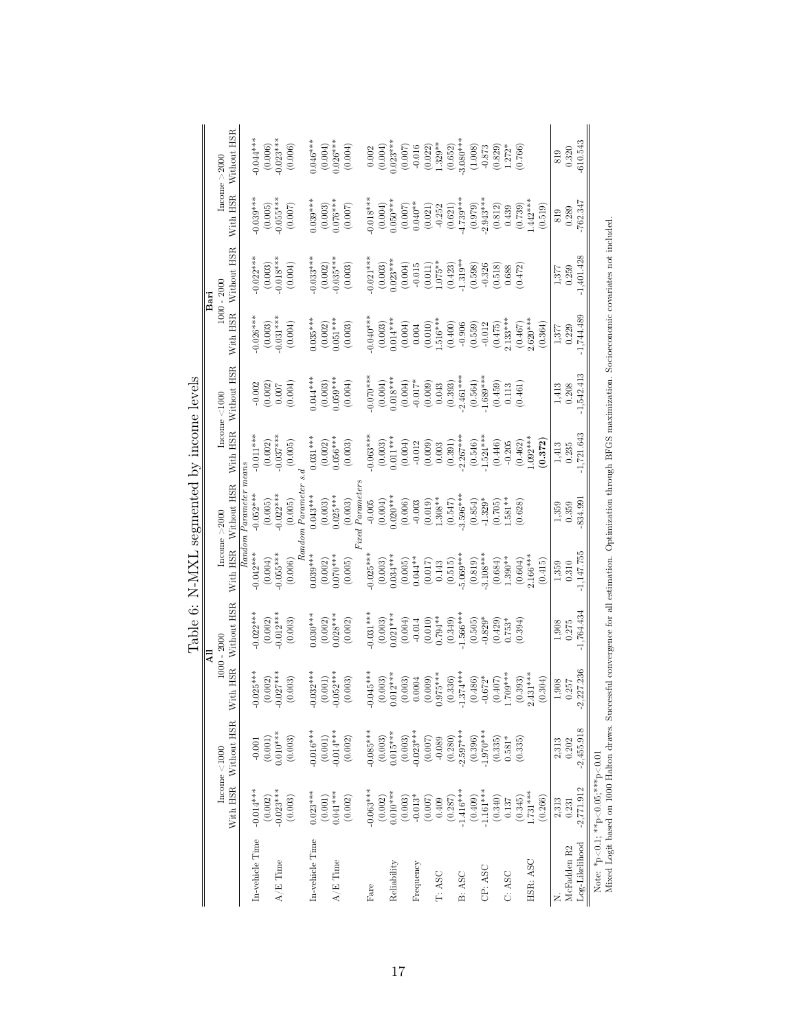Table 6: N-MXL segmented by income levels

| | All | | | | | | Bari | | | | | |
|---|---|---|---|---|---|---|---|---|---|---|---|---|
| | Income <1000 | | 1000 - 2000 | | Income >2000 | | Income <1000 | | 1000 - 2000 | | Income >2000 | |
| | With HSR | Without HSR | With HSR | Without HSR | With HSR | Without HSR | With HSR | Without HSR | With HSR | Without HSR | With HSR | Without HSR |
| | *Random Parameter means* | | | | | | | | | | | |
| In-vehicle Time | -0.014*** | -0.001 | -0.025*** | -0.022*** | -0.042*** | -0.052*** | -0.011*** | -0.002 | -0.026*** | -0.022*** | -0.039*** | -0.044*** |
| | (0.002) | (0.001) | (0.002) | (0.002) | (0.004) | (0.005) | (0.002) | (0.002) | (0.003) | (0.003) | (0.005) | (0.006) |
| A/E Time | -0.023*** | 0.010*** | -0.027*** | -0.012*** | -0.055*** | -0.022*** | -0.037*** | 0.007 | -0.031*** | -0.018*** | -0.055*** | -0.023*** |
| | (0.003) | (0.003) | (0.003) | (0.003) | (0.006) | (0.005) | (0.005) | (0.004) | (0.004) | (0.004) | (0.007) | (0.006) |
| | *Random Parameter s.d* | | | | | | | | | | | |
| In-vehicle Time | 0.023*** | -0.016*** | -0.032*** | 0.030*** | 0.039*** | 0.043*** | 0.031*** | 0.044*** | 0.035*** | -0.033*** | 0.039*** | 0.046*** |
| | (0.001) | (0.001) | (0.001) | (0.002) | (0.002) | (0.003) | (0.002) | (0.003) | (0.002) | (0.002) | (0.003) | (0.004) |
| A/E Time | 0.041*** | -0.014*** | -0.052*** | 0.028*** | 0.070*** | 0.025*** | 0.056*** | 0.059*** | 0.051*** | -0.035*** | 0.076*** | 0.026*** |
| | (0.002) | (0.002) | (0.003) | (0.002) | (0.005) | (0.003) | (0.003) | (0.004) | (0.003) | (0.003) | (0.007) | (0.004) |
| | *Fixed Parameters* | | | | | | | | | | | |
| Fare | -0.063*** | -0.085*** | -0.045*** | -0.031*** | -0.025*** | -0.005 | -0.063*** | -0.070*** | -0.040*** | -0.021*** | -0.018*** | 0.002 |
| | (0.002) | (0.003) | (0.003) | (0.003) | (0.003) | (0.004) | (0.003) | (0.004) | (0.003) | (0.003) | (0.004) | (0.004) |
| Reliability | 0.010*** | 0.015*** | 0.012*** | 0.021*** | 0.034*** | 0.020*** | 0.011*** | 0.018*** | 0.014*** | 0.023*** | 0.050*** | 0.023*** |
| | (0.003) | (0.003) | (0.003) | (0.004) | (0.005) | (0.006) | (0.004) | (0.004) | (0.004) | (0.004) | (0.007) | (0.007) |
| Frequency | -0.013* | -0.023*** | 0.0004 | -0.014 | 0.044** | -0.003 | -0.012 | -0.017* | 0.004 | -0.015 | 0.040** | -0.016 |
| | (0.007) | (0.007) | (0.009) | (0.010) | (0.017) | (0.019) | (0.009) | (0.009) | (0.010) | (0.011) | (0.021) | (0.022) |
| T: ASC | 0.409 | -0.089 | 0.975*** | 0.794** | 0.143 | 1.308** | 0.003 | 0.043 | 1.516*** | 1.075** | -0.252 | 1.329** |
| | (0.287) | (0.280) | (0.336) | (0.349) | (0.515) | (0.547) | (0.391) | (0.393) | (0.400) | (0.423) | (0.621) | (0.652) |
| B: ASC | -1.416*** | -2.597*** | -1.374*** | -1.566*** | -5.069*** | -3.596*** | -2.267*** | -2.461*** | -0.906 | -1.319** | -4.739*** | -3.080*** |
| | (0.409) | (0.396) | (0.486) | (0.505) | (0.819) | (0.854) | (0.546) | (0.564) | (0.559) | (0.598) | (0.979) | (1.008) |
| CP: ASC | -1.161*** | -1.970*** | -0.672* | -0.829* | -3.108*** | -1.329* | -1.524*** | -1.689*** | -0.012 | -0.326 | -2.943*** | -0.873 |
| | (0.340) | (0.335) | (0.407) | (0.429) | (0.684) | (0.705) | (0.446) | (0.459) | (0.475) | (0.518) | (0.812) | (0.829) |
| C: ASC | 0.137 | 0.581* | 1.709*** | 0.753* | 1.390** | 1.581** | -0.205 | 0.113 | 2.133*** | 0.688 | 0.439 | 1.272* |
| | (0.345) | (0.335) | (0.393) | (0.394) | (0.604) | (0.628) | (0.462) | (0.461) | (0.467) | (0.472) | (0.739) | (0.766) |
| HSR: ASC | 1.731*** | | 2.431*** | | 2.166*** | | 1.092*** | | 2.620*** | | 1.442*** | |
| | (0.266) | | (0.304) | | (0.415) | | **(0.372)** | | (0.364) | | (0.519) | |
| N. | 2,313 | 2,313 | 1,908 | 1,908 | 1,359 | 1,359 | 1,413 | 1,413 | 1,377 | 1,377 | 819 | 819 |
| McFadden R2 | 0.231 | 0.202 | 0.257 | 0.275 | 0.310 | 0.359 | 0.235 | 0.208 | 0.229 | 0.259 | 0.289 | 0.320 |
| Log-Likelihood | -2,771.912 | -2,455.918 | -2,227.236 | -1,764.434 | -1,147.755 | -834.991 | -1,721.643 | -1,542.413 | -1,744.489 | -1,401.428 | -762.347 | -610.543 |

Note: *p<0.1; **p<0.05; ***p<0.01
Mixed Logit based on 1000 Halton draws. Successful convergence for all estimation. Optimization through BFGS maximization. Socioeconomic covariates not included.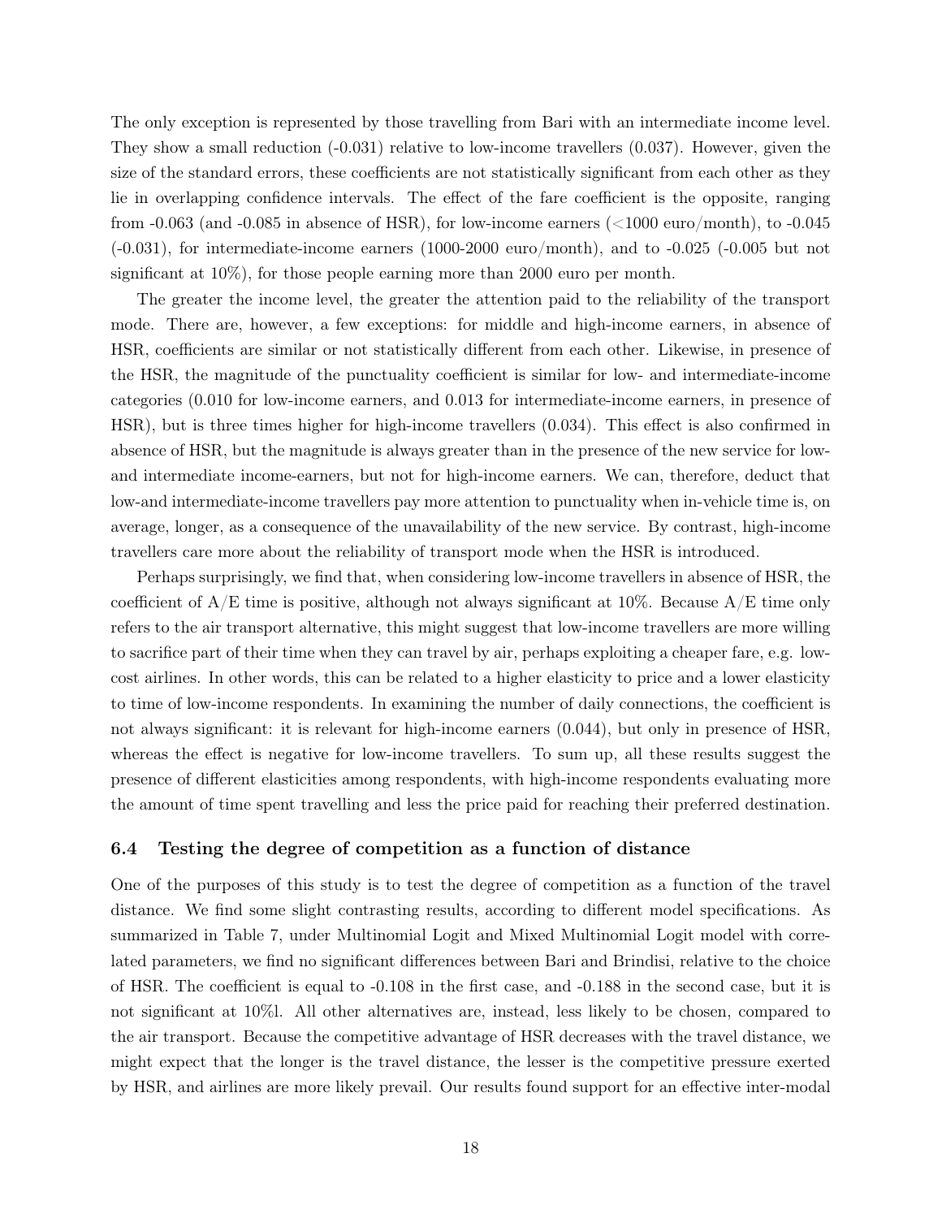The only exception is represented by those travelling from Bari with an intermediate income level. They show a small reduction (-0.031) relative to low-income travellers (0.037). However, given the size of the standard errors, these coefficients are not statistically significant from each other as they lie in overlapping confidence intervals. The effect of the fare coefficient is the opposite, ranging from -0.063 (and -0.085 in absence of HSR), for low-income earners (<1000 euro/month), to -0.045 (-0.031), for intermediate-income earners (1000-2000 euro/month), and to -0.025 (-0.005 but not significant at 10%), for those people earning more than 2000 euro per month.

The greater the income level, the greater the attention paid to the reliability of the transport mode. There are, however, a few exceptions: for middle and high-income earners, in absence of HSR, coefficients are similar or not statistically different from each other. Likewise, in presence of the HSR, the magnitude of the punctuality coefficient is similar for low- and intermediate-income categories (0.010 for low-income earners, and 0.013 for intermediate-income earners, in presence of HSR), but is three times higher for high-income travellers (0.034). This effect is also confirmed in absence of HSR, but the magnitude is always greater than in the presence of the new service for low- and intermediate income-earners, but not for high-income earners. We can, therefore, deduct that low-and intermediate-income travellers pay more attention to punctuality when in-vehicle time is, on average, longer, as a consequence of the unavailability of the new service. By contrast, high-income travellers care more about the reliability of transport mode when the HSR is introduced.

Perhaps surprisingly, we find that, when considering low-income travellers in absence of HSR, the coefficient of A/E time is positive, although not always significant at 10%. Because A/E time only refers to the air transport alternative, this might suggest that low-income travellers are more willing to sacrifice part of their time when they can travel by air, perhaps exploiting a cheaper fare, e.g. low-cost airlines. In other words, this can be related to a higher elasticity to price and a lower elasticity to time of low-income respondents. In examining the number of daily connections, the coefficient is not always significant: it is relevant for high-income earners (0.044), but only in presence of HSR, whereas the effect is negative for low-income travellers. To sum up, all these results suggest the presence of different elasticities among respondents, with high-income respondents evaluating more the amount of time spent travelling and less the price paid for reaching their preferred destination.

### 6.4 Testing the degree of competition as a function of distance

One of the purposes of this study is to test the degree of competition as a function of the travel distance. We find some slight contrasting results, according to different model specifications. As summarized in Table 7, under Multinomial Logit and Mixed Multinomial Logit model with correlated parameters, we find no significant differences between Bari and Brindisi, relative to the choice of HSR. The coefficient is equal to -0.108 in the first case, and -0.188 in the second case, but it is not significant at 10%l. All other alternatives are, instead, less likely to be chosen, compared to the air transport. Because the competitive advantage of HSR decreases with the travel distance, we might expect that the longer is the travel distance, the lesser is the competitive pressure exerted by HSR, and airlines are more likely prevail. Our results found support for an effective inter-modal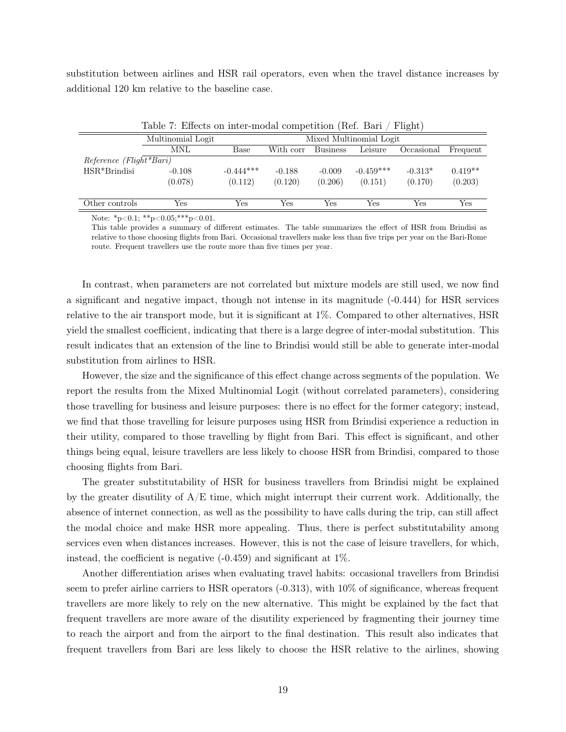substitution between airlines and HSR rail operators, even when the travel distance increases by additional 120 km relative to the baseline case.

Table 7: Effects on inter-modal competition (Ref. Bari / Flight)

| | Multinomial Logit | Mixed Multinomial Logit | | | | | |
|---|---|---|---|---|---|---|---|
| | MNL | Base | With corr | Business | Leisure | Occasional | Frequent |
| *Reference (Flight*Bari)* | | | | | | | |
| HSR*Brindisi | -0.108 | -0.444*** | -0.188 | -0.009 | -0.459*** | -0.313* | 0.419** |
| | (0.078) | (0.112) | (0.120) | (0.206) | (0.151) | (0.170) | (0.203) |
| Other controls | Yes | Yes | Yes | Yes | Yes | Yes | Yes |

Note: *p<0.1; **p<0.05;***p<0.01.
This table provides a summary of different estimates. The table summarizes the effect of HSR from Brindisi as relative to those choosing flights from Bari. Occasional travellers make less than five trips per year on the Bari-Rome route. Frequent travellers use the route more than five times per year.

In contrast, when parameters are not correlated but mixture models are still used, we now find a significant and negative impact, though not intense in its magnitude (-0.444) for HSR services relative to the air transport mode, but it is significant at 1%. Compared to other alternatives, HSR yield the smallest coefficient, indicating that there is a large degree of inter-modal substitution. This result indicates that an extension of the line to Brindisi would still be able to generate inter-modal substitution from airlines to HSR.

However, the size and the significance of this effect change across segments of the population. We report the results from the Mixed Multinomial Logit (without correlated parameters), considering those travelling for business and leisure purposes: there is no effect for the former category; instead, we find that those travelling for leisure purposes using HSR from Brindisi experience a reduction in their utility, compared to those travelling by flight from Bari. This effect is significant, and other things being equal, leisure travellers are less likely to choose HSR from Brindisi, compared to those choosing flights from Bari.

The greater substitutability of HSR for business travellers from Brindisi might be explained by the greater disutility of A/E time, which might interrupt their current work. Additionally, the absence of internet connection, as well as the possibility to have calls during the trip, can still affect the modal choice and make HSR more appealing. Thus, there is perfect substitutability among services even when distances increases. However, this is not the case of leisure travellers, for which, instead, the coefficient is negative (-0.459) and significant at 1%.

Another differentiation arises when evaluating travel habits: occasional travellers from Brindisi seem to prefer airline carriers to HSR operators (-0.313), with 10% of significance, whereas frequent travellers are more likely to rely on the new alternative. This might be explained by the fact that frequent travellers are more aware of the disutility experienced by fragmenting their journey time to reach the airport and from the airport to the final destination. This result also indicates that frequent travellers from Bari are less likely to choose the HSR relative to the airlines, showing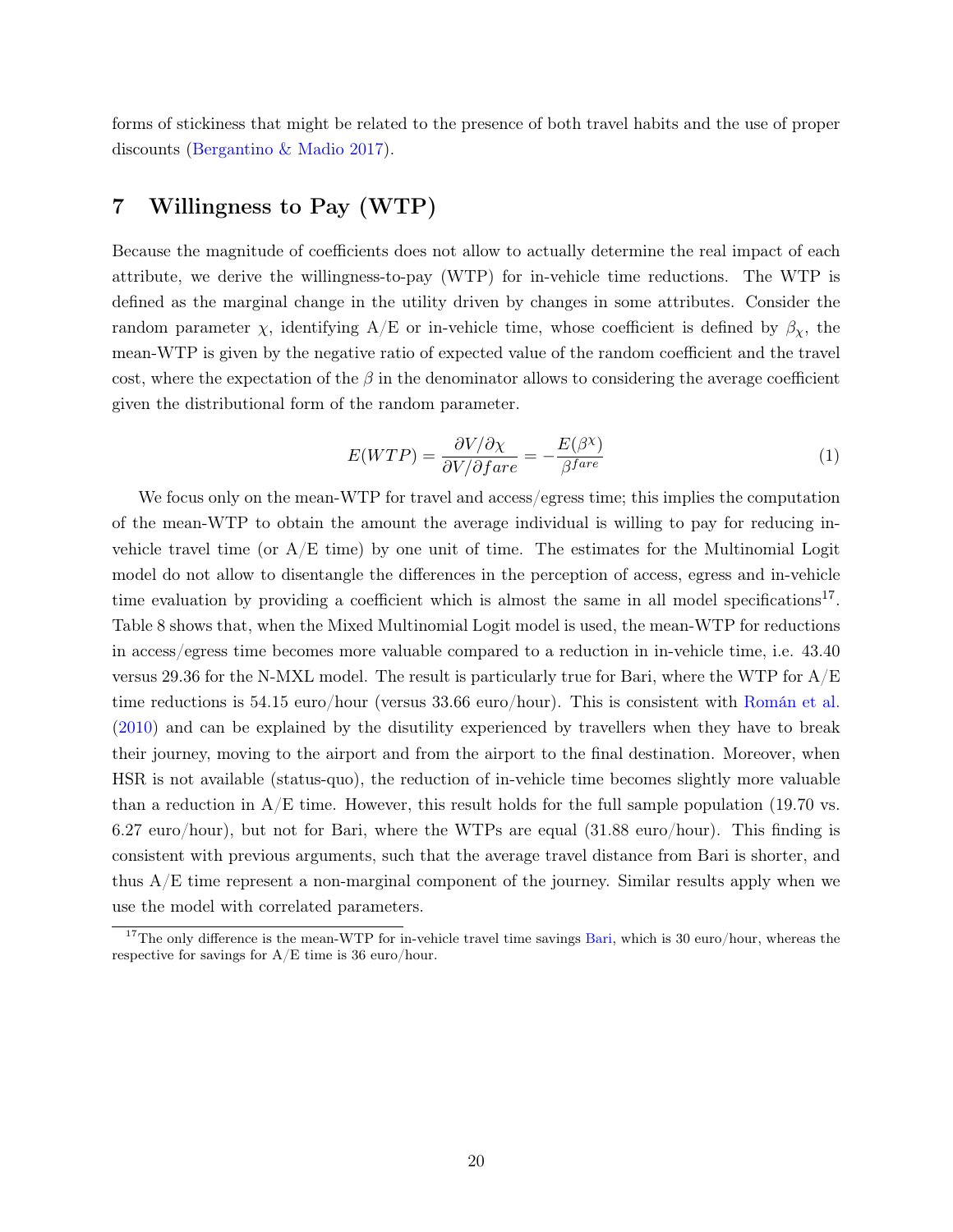forms of stickiness that might be related to the presence of both travel habits and the use of proper discounts (Bergantino & Madio 2017).

## 7 Willingness to Pay (WTP)

Because the magnitude of coefficients does not allow to actually determine the real impact of each attribute, we derive the willingness-to-pay (WTP) for in-vehicle time reductions. The WTP is defined as the marginal change in the utility driven by changes in some attributes. Consider the random parameter $\chi$, identifying A/E or in-vehicle time, whose coefficient is defined by $\beta_{\chi}$, the mean-WTP is given by the negative ratio of expected value of the random coefficient and the travel cost, where the expectation of the $\beta$ in the denominator allows to considering the average coefficient given the distributional form of the random parameter.

$$E(WTP) = \frac{\partial V / \partial \chi}{\partial V / \partial fare} = -\frac{E(\beta^{\chi})}{\beta^{fare}} \tag{1}$$

We focus only on the mean-WTP for travel and access/egress time; this implies the computation of the mean-WTP to obtain the amount the average individual is willing to pay for reducing in-vehicle travel time (or A/E time) by one unit of time. The estimates for the Multinomial Logit model do not allow to disentangle the differences in the perception of access, egress and in-vehicle time evaluation by providing a coefficient which is almost the same in all model specifications[17]. Table 8 shows that, when the Mixed Multinomial Logit model is used, the mean-WTP for reductions in access/egress time becomes more valuable compared to a reduction in in-vehicle time, i.e. 43.40 versus 29.36 for the N-MXL model. The result is particularly true for Bari, where the WTP for A/E time reductions is 54.15 euro/hour (versus 33.66 euro/hour). This is consistent with Román et al. (2010) and can be explained by the disutility experienced by travellers when they have to break their journey, moving to the airport and from the airport to the final destination. Moreover, when HSR is not available (status-quo), the reduction of in-vehicle time becomes slightly more valuable than a reduction in A/E time. However, this result holds for the full sample population (19.70 vs. 6.27 euro/hour), but not for Bari, where the WTPs are equal (31.88 euro/hour). This finding is consistent with previous arguments, such that the average travel distance from Bari is shorter, and thus A/E time represent a non-marginal component of the journey. Similar results apply when we use the model with correlated parameters.

[17] The only difference is the mean-WTP for in-vehicle travel time savings Bari, which is 30 euro/hour, whereas the respective for savings for A/E time is 36 euro/hour.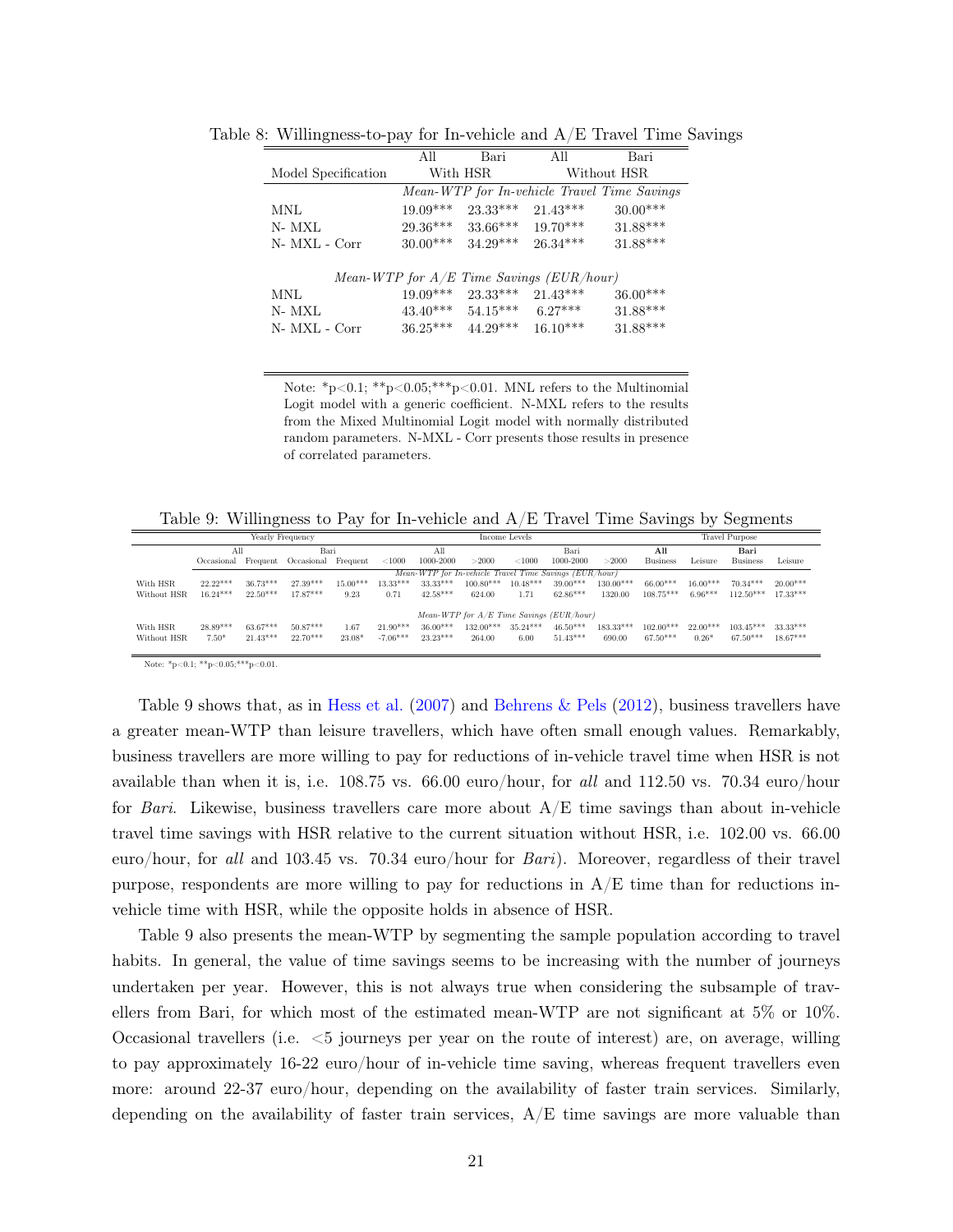Table 8: Willingness-to-pay for In-vehicle and A/E Travel Time Savings

| Model Specification | All | Bari | All | Bari |
|---|---|---|---|---|
| | With HSR | | Without HSR | |
| | *Mean-WTP for In-vehicle Travel Time Savings* | | | |
| MNL | 19.09*** | 23.33*** | 21.43*** | 30.00*** |
| N- MXL | 29.36*** | 33.66*** | 19.70*** | 31.88*** |
| N- MXL - Corr | 30.00*** | 34.29*** | 26.34*** | 31.88*** |
| | *Mean-WTP for A/E Time Savings (EUR/hour)* | | | |
| MNL | 19.09*** | 23.33*** | 21.43*** | 36.00*** |
| N- MXL | 43.40*** | 54.15*** | 6.27*** | 31.88*** |
| N- MXL - Corr | 36.25*** | 44.29*** | 16.10*** | 31.88*** |

Note: *p<0.1; **p<0.05;***p<0.01. MNL refers to the Multinomial Logit model with a generic coefficient. N-MXL refers to the results from the Mixed Multinomial Logit model with normally distributed random parameters. N-MXL - Corr presents those results in presence of correlated parameters.

Table 9: Willingness to Pay for In-vehicle and A/E Travel Time Savings by Segments

| | Yearly Frequency | | | | Income Levels | | | | | | Travel Purpose | | | |
|---|---|---|---|---|---|---|---|---|---|---|---|---|---|---|
| | All | | Bari | | All | | | Bari | | | **All** | | **Bari** | |
| | Occasional | Frequent | Occasional | Frequent | <1000 | 1000-2000 | >2000 | <1000 | 1000-2000 | >2000 | Business | Leisure | Business | Leisure |
| | *Mean-WTP for In-vehicle Travel Time Savings (EUR/hour)* | | | | | | | | | | | | | |
| With HSR | 22.22*** | 36.73*** | 27.39*** | 15.00*** | 13.33*** | 33.33*** | 100.80*** | 10.48*** | 39.00*** | 130.00*** | 66.00*** | 16.00*** | 70.34*** | 20.00*** |
| Without HSR | 16.24*** | 22.50*** | 17.87*** | 9.23 | 0.71 | 42.58*** | 624.00 | 1.71 | 62.86*** | 1320.00 | 108.75*** | 6.96*** | 112.50*** | 17.33*** |
| | *Mean-WTP for A/E Time Savings (EUR/hour)* | | | | | | | | | | | | | |
| With HSR | 28.89*** | 63.67*** | 50.87*** | 1.67 | 21.90*** | 36.00*** | 132.00*** | 35.24*** | 46.50*** | 183.33*** | 102.00*** | 22.00*** | 103.45*** | 33.33*** |
| Without HSR | 7.50* | 21.43*** | 22.70*** | 23.08* | -7.06*** | 23.23*** | 264.00 | 6.00 | 51.43*** | 690.00 | 67.50*** | 0.26* | 67.50*** | 18.67*** |

Note: *p<0.1; **p<0.05;***p<0.01.

Table 9 shows that, as in Hess et al. (2007) and Behrens & Pels (2012), business travellers have a greater mean-WTP than leisure travellers, which have often small enough values. Remarkably, business travellers are more willing to pay for reductions of in-vehicle travel time when HSR is not available than when it is, i.e. 108.75 vs. 66.00 euro/hour, for *all* and 112.50 vs. 70.34 euro/hour for *Bari*. Likewise, business travellers care more about A/E time savings than about in-vehicle travel time savings with HSR relative to the current situation without HSR, i.e. 102.00 vs. 66.00 euro/hour, for *all* and 103.45 vs. 70.34 euro/hour for *Bari*). Moreover, regardless of their travel purpose, respondents are more willing to pay for reductions in A/E time than for reductions in-vehicle time with HSR, while the opposite holds in absence of HSR.

Table 9 also presents the mean-WTP by segmenting the sample population according to travel habits. In general, the value of time savings seems to be increasing with the number of journeys undertaken per year. However, this is not always true when considering the subsample of travellers from Bari, for which most of the estimated mean-WTP are not significant at 5% or 10%. Occasional travellers (i.e. <5 journeys per year on the route of interest) are, on average, willing to pay approximately 16-22 euro/hour of in-vehicle time saving, whereas frequent travellers even more: around 22-37 euro/hour, depending on the availability of faster train services. Similarly, depending on the availability of faster train services, A/E time savings are more valuable than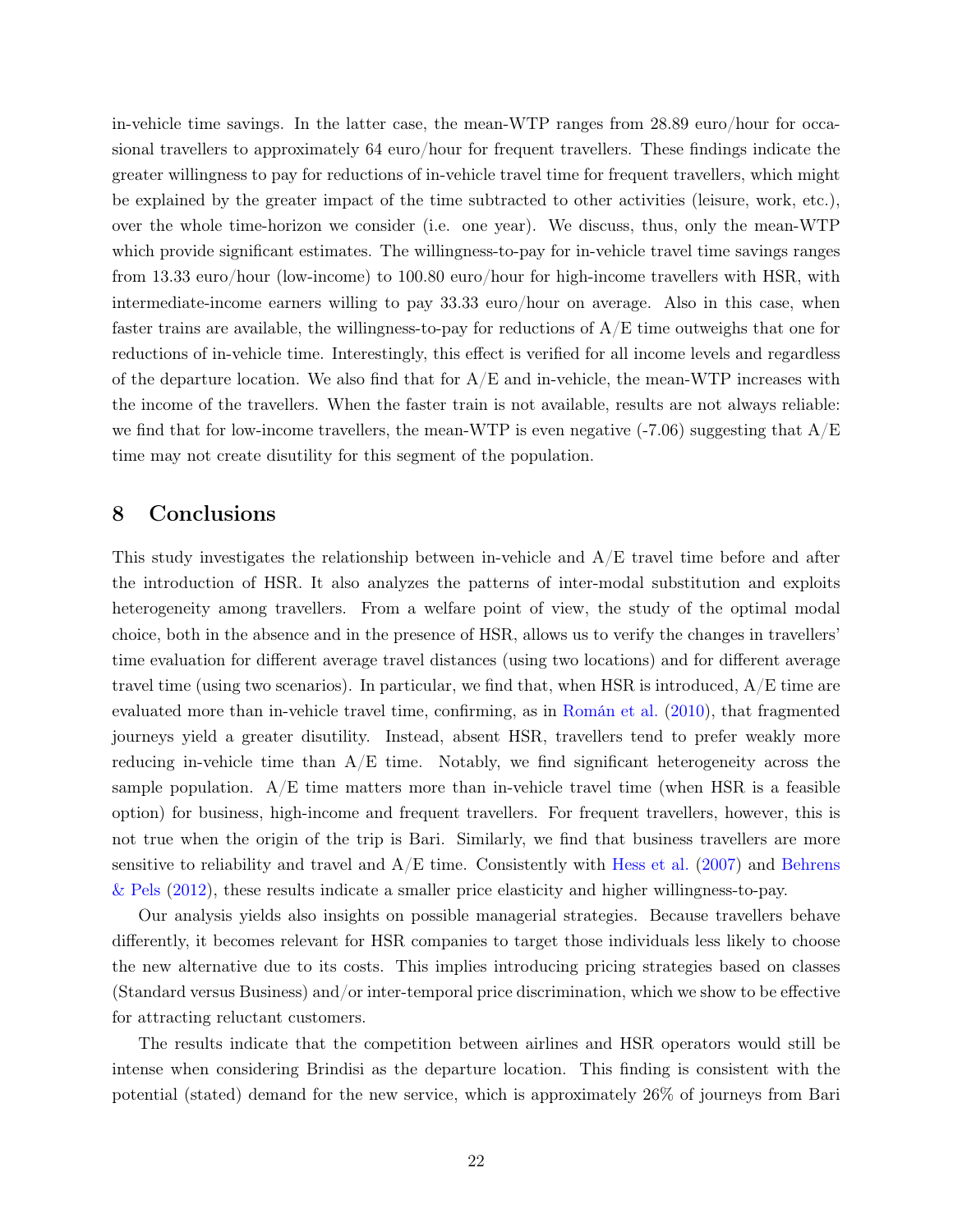in-vehicle time savings. In the latter case, the mean-WTP ranges from 28.89 euro/hour for occasional travellers to approximately 64 euro/hour for frequent travellers. These findings indicate the greater willingness to pay for reductions of in-vehicle travel time for frequent travellers, which might be explained by the greater impact of the time subtracted to other activities (leisure, work, etc.), over the whole time-horizon we consider (i.e. one year). We discuss, thus, only the mean-WTP which provide significant estimates. The willingness-to-pay for in-vehicle travel time savings ranges from 13.33 euro/hour (low-income) to 100.80 euro/hour for high-income travellers with HSR, with intermediate-income earners willing to pay 33.33 euro/hour on average. Also in this case, when faster trains are available, the willingness-to-pay for reductions of A/E time outweighs that one for reductions of in-vehicle time. Interestingly, this effect is verified for all income levels and regardless of the departure location. We also find that for A/E and in-vehicle, the mean-WTP increases with the income of the travellers. When the faster train is not available, results are not always reliable: we find that for low-income travellers, the mean-WTP is even negative (-7.06) suggesting that A/E time may not create disutility for this segment of the population.

# 8 Conclusions

This study investigates the relationship between in-vehicle and A/E travel time before and after the introduction of HSR. It also analyzes the patterns of inter-modal substitution and exploits heterogeneity among travellers. From a welfare point of view, the study of the optimal modal choice, both in the absence and in the presence of HSR, allows us to verify the changes in travellers' time evaluation for different average travel distances (using two locations) and for different average travel time (using two scenarios). In particular, we find that, when HSR is introduced, A/E time are evaluated more than in-vehicle travel time, confirming, as in Román et al. (2010), that fragmented journeys yield a greater disutility. Instead, absent HSR, travellers tend to prefer weakly more reducing in-vehicle time than A/E time. Notably, we find significant heterogeneity across the sample population. A/E time matters more than in-vehicle travel time (when HSR is a feasible option) for business, high-income and frequent travellers. For frequent travellers, however, this is not true when the origin of the trip is Bari. Similarly, we find that business travellers are more sensitive to reliability and travel and A/E time. Consistently with Hess et al. (2007) and Behrens & Pels (2012), these results indicate a smaller price elasticity and higher willingness-to-pay.

Our analysis yields also insights on possible managerial strategies. Because travellers behave differently, it becomes relevant for HSR companies to target those individuals less likely to choose the new alternative due to its costs. This implies introducing pricing strategies based on classes (Standard versus Business) and/or inter-temporal price discrimination, which we show to be effective for attracting reluctant customers.

The results indicate that the competition between airlines and HSR operators would still be intense when considering Brindisi as the departure location. This finding is consistent with the potential (stated) demand for the new service, which is approximately 26% of journeys from Bari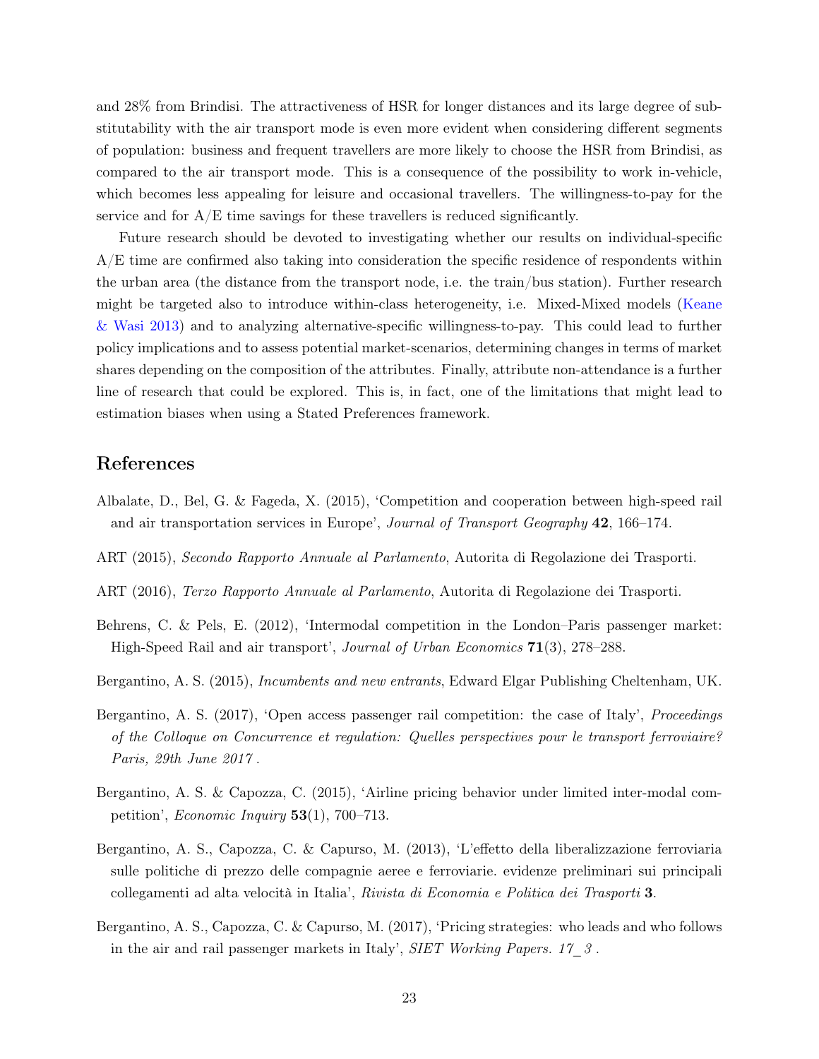and 28% from Brindisi. The attractiveness of HSR for longer distances and its large degree of substitutability with the air transport mode is even more evident when considering different segments of population: business and frequent travellers are more likely to choose the HSR from Brindisi, as compared to the air transport mode. This is a consequence of the possibility to work in-vehicle, which becomes less appealing for leisure and occasional travellers. The willingness-to-pay for the service and for A/E time savings for these travellers is reduced significantly.

Future research should be devoted to investigating whether our results on individual-specific A/E time are confirmed also taking into consideration the specific residence of respondents within the urban area (the distance from the transport node, i.e. the train/bus station). Further research might be targeted also to introduce within-class heterogeneity, i.e. Mixed-Mixed models (Keane & Wasi 2013) and to analyzing alternative-specific willingness-to-pay. This could lead to further policy implications and to assess potential market-scenarios, determining changes in terms of market shares depending on the composition of the attributes. Finally, attribute non-attendance is a further line of research that could be explored. This is, in fact, one of the limitations that might lead to estimation biases when using a Stated Preferences framework.

## References

Albalate, D., Bel, G. & Fageda, X. (2015), 'Competition and cooperation between high-speed rail and air transportation services in Europe', *Journal of Transport Geography* **42**, 166–174.

ART (2015), *Secondo Rapporto Annuale al Parlamento*, Autorita di Regolazione dei Trasporti.

ART (2016), *Terzo Rapporto Annuale al Parlamento*, Autorita di Regolazione dei Trasporti.

Behrens, C. & Pels, E. (2012), 'Intermodal competition in the London–Paris passenger market: High-Speed Rail and air transport', *Journal of Urban Economics* **71**(3), 278–288.

Bergantino, A. S. (2015), *Incumbents and new entrants*, Edward Elgar Publishing Cheltenham, UK.

Bergantino, A. S. (2017), 'Open access passenger rail competition: the case of Italy', *Proceedings of the Colloque on Concurrence et regulation: Quelles perspectives pour le transport ferroviaire? Paris, 29th June 2017* .

Bergantino, A. S. & Capozza, C. (2015), 'Airline pricing behavior under limited inter-modal competition', *Economic Inquiry* **53**(1), 700–713.

Bergantino, A. S., Capozza, C. & Capurso, M. (2013), 'L'effetto della liberalizzazione ferroviaria sulle politiche di prezzo delle compagnie aeree e ferroviarie. evidenze preliminari sui principali collegamenti ad alta velocità in Italia', *Rivista di Economia e Politica dei Trasporti* **3**.

Bergantino, A. S., Capozza, C. & Capurso, M. (2017), 'Pricing strategies: who leads and who follows in the air and rail passenger markets in Italy', *SIET Working Papers. 17_3* .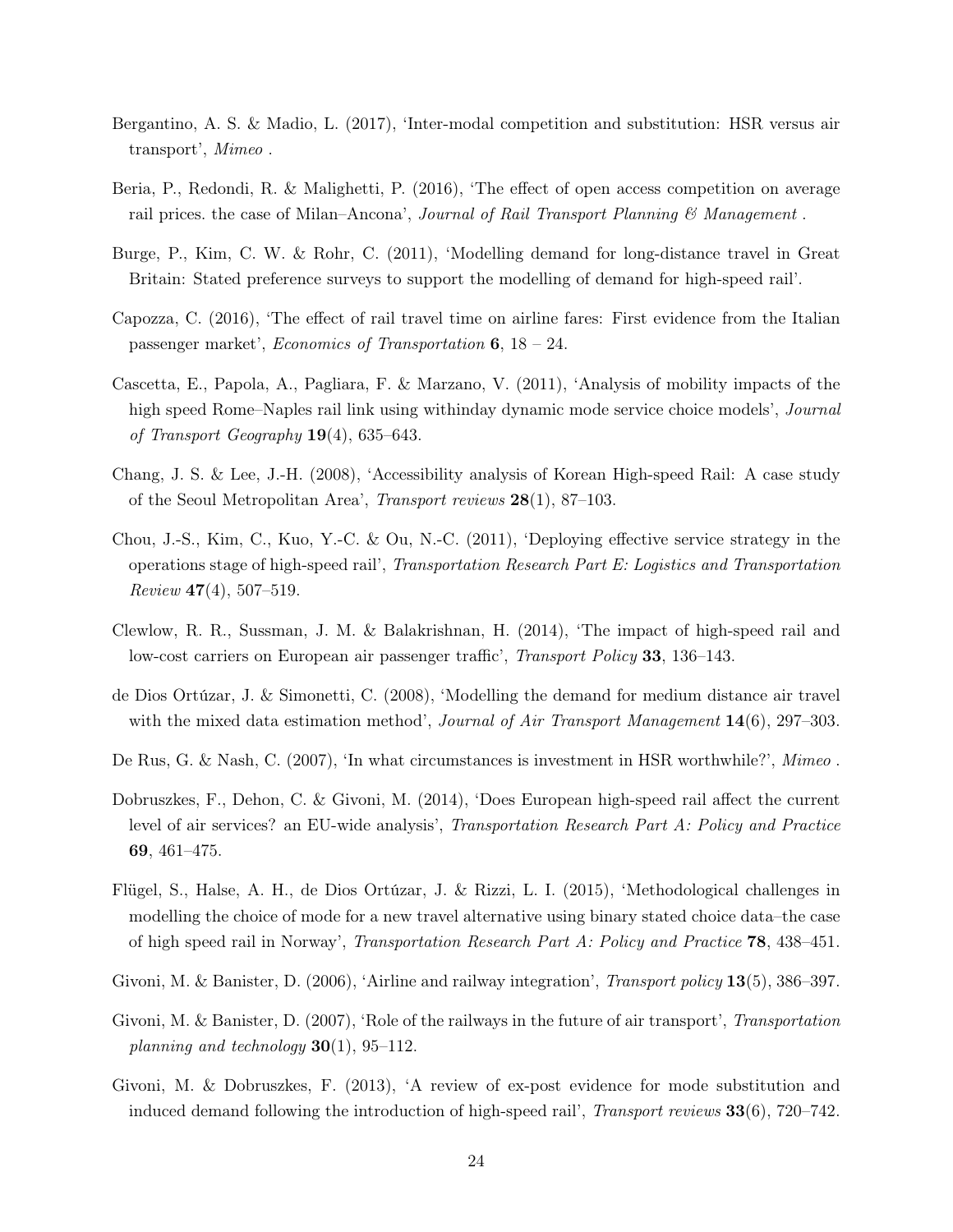Bergantino, A. S. & Madio, L. (2017), 'Inter-modal competition and substitution: HSR versus air transport', *Mimeo* .

Beria, P., Redondi, R. & Malighetti, P. (2016), 'The effect of open access competition on average rail prices. the case of Milan–Ancona', *Journal of Rail Transport Planning & Management* .

Burge, P., Kim, C. W. & Rohr, C. (2011), 'Modelling demand for long-distance travel in Great Britain: Stated preference surveys to support the modelling of demand for high-speed rail'.

Capozza, C. (2016), 'The effect of rail travel time on airline fares: First evidence from the Italian passenger market', *Economics of Transportation* **6**, 18 – 24.

Cascetta, E., Papola, A., Pagliara, F. & Marzano, V. (2011), 'Analysis of mobility impacts of the high speed Rome–Naples rail link using withinday dynamic mode service choice models', *Journal of Transport Geography* **19**(4), 635–643.

Chang, J. S. & Lee, J.-H. (2008), 'Accessibility analysis of Korean High-speed Rail: A case study of the Seoul Metropolitan Area', *Transport reviews* **28**(1), 87–103.

Chou, J.-S., Kim, C., Kuo, Y.-C. & Ou, N.-C. (2011), 'Deploying effective service strategy in the operations stage of high-speed rail', *Transportation Research Part E: Logistics and Transportation Review* **47**(4), 507–519.

Clewlow, R. R., Sussman, J. M. & Balakrishnan, H. (2014), 'The impact of high-speed rail and low-cost carriers on European air passenger traffic', *Transport Policy* **33**, 136–143.

de Dios Ortúzar, J. & Simonetti, C. (2008), 'Modelling the demand for medium distance air travel with the mixed data estimation method', *Journal of Air Transport Management* **14**(6), 297–303.

De Rus, G. & Nash, C. (2007), 'In what circumstances is investment in HSR worthwhile?', *Mimeo* .

Dobruszkes, F., Dehon, C. & Givoni, M. (2014), 'Does European high-speed rail affect the current level of air services? an EU-wide analysis', *Transportation Research Part A: Policy and Practice* **69**, 461–475.

Flügel, S., Halse, A. H., de Dios Ortúzar, J. & Rizzi, L. I. (2015), 'Methodological challenges in modelling the choice of mode for a new travel alternative using binary stated choice data–the case of high speed rail in Norway', *Transportation Research Part A: Policy and Practice* **78**, 438–451.

Givoni, M. & Banister, D. (2006), 'Airline and railway integration', *Transport policy* **13**(5), 386–397.

Givoni, M. & Banister, D. (2007), 'Role of the railways in the future of air transport', *Transportation planning and technology* **30**(1), 95–112.

Givoni, M. & Dobruszkes, F. (2013), 'A review of ex-post evidence for mode substitution and induced demand following the introduction of high-speed rail', *Transport reviews* **33**(6), 720–742.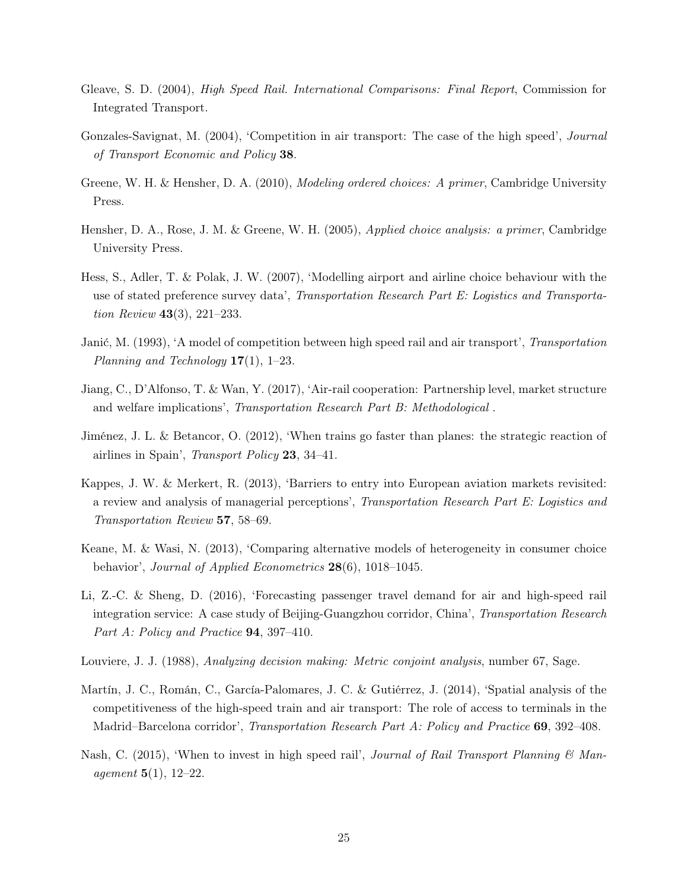Gleave, S. D. (2004), *High Speed Rail. International Comparisons: Final Report*, Commission for Integrated Transport.

Gonzales-Savignat, M. (2004), 'Competition in air transport: The case of the high speed', *Journal of Transport Economic and Policy* **38**.

Greene, W. H. & Hensher, D. A. (2010), *Modeling ordered choices: A primer*, Cambridge University Press.

Hensher, D. A., Rose, J. M. & Greene, W. H. (2005), *Applied choice analysis: a primer*, Cambridge University Press.

Hess, S., Adler, T. & Polak, J. W. (2007), 'Modelling airport and airline choice behaviour with the use of stated preference survey data', *Transportation Research Part E: Logistics and Transportation Review* **43**(3), 221–233.

Janić, M. (1993), 'A model of competition between high speed rail and air transport', *Transportation Planning and Technology* **17**(1), 1–23.

Jiang, C., D'Alfonso, T. & Wan, Y. (2017), 'Air-rail cooperation: Partnership level, market structure and welfare implications', *Transportation Research Part B: Methodological* .

Jiménez, J. L. & Betancor, O. (2012), 'When trains go faster than planes: the strategic reaction of airlines in Spain', *Transport Policy* **23**, 34–41.

Kappes, J. W. & Merkert, R. (2013), 'Barriers to entry into European aviation markets revisited: a review and analysis of managerial perceptions', *Transportation Research Part E: Logistics and Transportation Review* **57**, 58–69.

Keane, M. & Wasi, N. (2013), 'Comparing alternative models of heterogeneity in consumer choice behavior', *Journal of Applied Econometrics* **28**(6), 1018–1045.

Li, Z.-C. & Sheng, D. (2016), 'Forecasting passenger travel demand for air and high-speed rail integration service: A case study of Beijing-Guangzhou corridor, China', *Transportation Research Part A: Policy and Practice* **94**, 397–410.

Louviere, J. J. (1988), *Analyzing decision making: Metric conjoint analysis*, number 67, Sage.

Martín, J. C., Román, C., García-Palomares, J. C. & Gutiérrez, J. (2014), 'Spatial analysis of the competitiveness of the high-speed train and air transport: The role of access to terminals in the Madrid–Barcelona corridor', *Transportation Research Part A: Policy and Practice* **69**, 392–408.

Nash, C. (2015), 'When to invest in high speed rail', *Journal of Rail Transport Planning & Management* **5**(1), 12–22.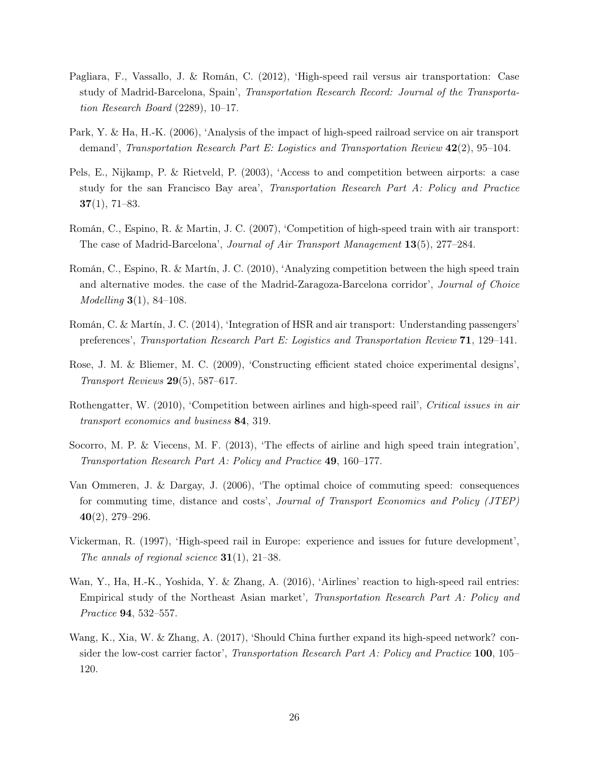Pagliara, F., Vassallo, J. & Román, C. (2012), 'High-speed rail versus air transportation: Case study of Madrid-Barcelona, Spain', *Transportation Research Record: Journal of the Transportation Research Board* (2289), 10–17.

Park, Y. & Ha, H.-K. (2006), 'Analysis of the impact of high-speed railroad service on air transport demand', *Transportation Research Part E: Logistics and Transportation Review* **42**(2), 95–104.

Pels, E., Nijkamp, P. & Rietveld, P. (2003), 'Access to and competition between airports: a case study for the san Francisco Bay area', *Transportation Research Part A: Policy and Practice* **37**(1), 71–83.

Román, C., Espino, R. & Martin, J. C. (2007), 'Competition of high-speed train with air transport: The case of Madrid-Barcelona', *Journal of Air Transport Management* **13**(5), 277–284.

Román, C., Espino, R. & Martín, J. C. (2010), 'Analyzing competition between the high speed train and alternative modes. the case of the Madrid-Zaragoza-Barcelona corridor', *Journal of Choice Modelling* **3**(1), 84–108.

Román, C. & Martín, J. C. (2014), 'Integration of HSR and air transport: Understanding passengers' preferences', *Transportation Research Part E: Logistics and Transportation Review* **71**, 129–141.

Rose, J. M. & Bliemer, M. C. (2009), 'Constructing efficient stated choice experimental designs', *Transport Reviews* **29**(5), 587–617.

Rothengatter, W. (2010), 'Competition between airlines and high-speed rail', *Critical issues in air transport economics and business* **84**, 319.

Socorro, M. P. & Viecens, M. F. (2013), 'The effects of airline and high speed train integration', *Transportation Research Part A: Policy and Practice* **49**, 160–177.

Van Ommeren, J. & Dargay, J. (2006), 'The optimal choice of commuting speed: consequences for commuting time, distance and costs', *Journal of Transport Economics and Policy (JTEP)* **40**(2), 279–296.

Vickerman, R. (1997), 'High-speed rail in Europe: experience and issues for future development', *The annals of regional science* **31**(1), 21–38.

Wan, Y., Ha, H.-K., Yoshida, Y. & Zhang, A. (2016), 'Airlines' reaction to high-speed rail entries: Empirical study of the Northeast Asian market', *Transportation Research Part A: Policy and Practice* **94**, 532–557.

Wang, K., Xia, W. & Zhang, A. (2017), 'Should China further expand its high-speed network? consider the low-cost carrier factor', *Transportation Research Part A: Policy and Practice* **100**, 105–120.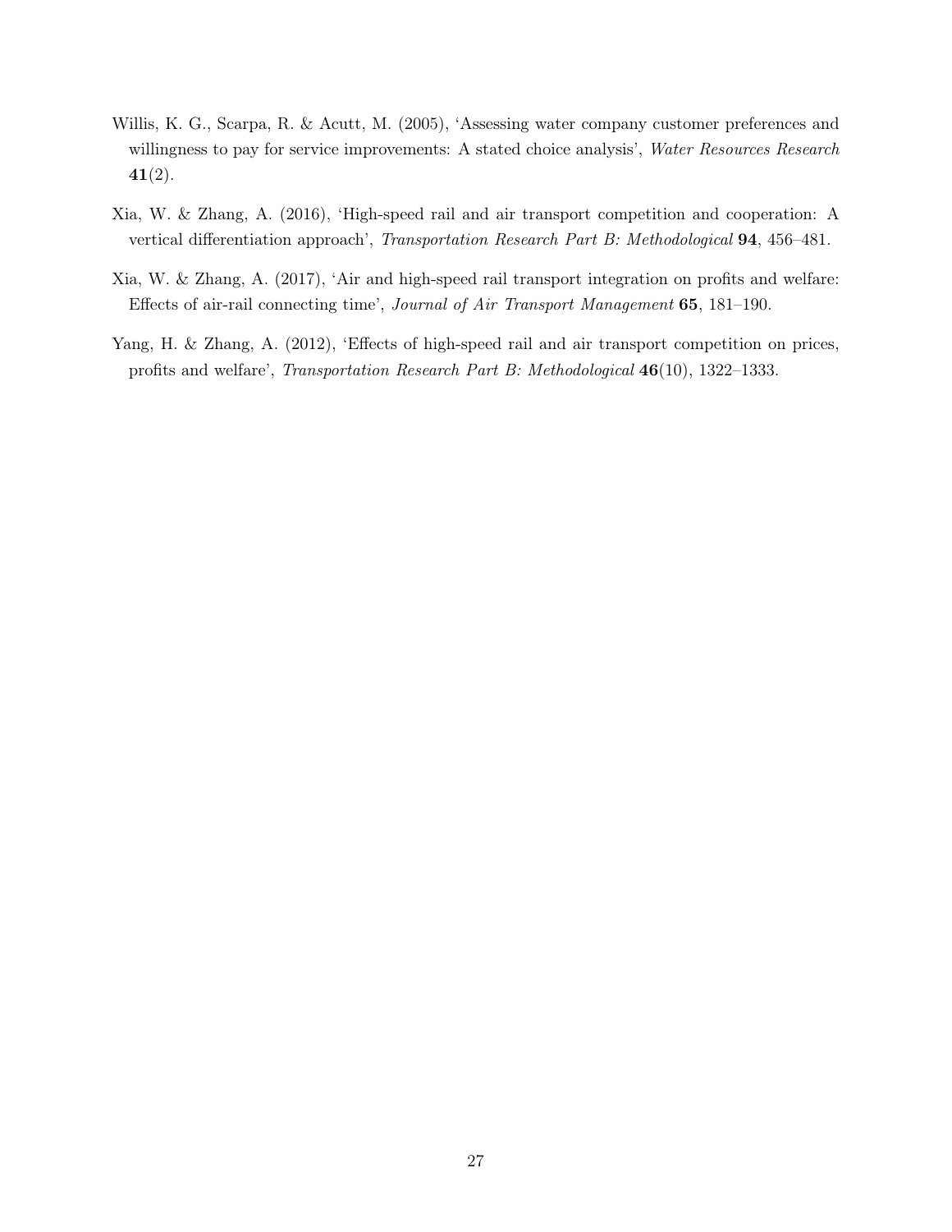Willis, K. G., Scarpa, R. & Acutt, M. (2005), 'Assessing water company customer preferences and willingness to pay for service improvements: A stated choice analysis', *Water Resources Research* **41**(2).

Xia, W. & Zhang, A. (2016), 'High-speed rail and air transport competition and cooperation: A vertical differentiation approach', *Transportation Research Part B: Methodological* **94**, 456–481.

Xia, W. & Zhang, A. (2017), 'Air and high-speed rail transport integration on profits and welfare: Effects of air-rail connecting time', *Journal of Air Transport Management* **65**, 181–190.

Yang, H. & Zhang, A. (2012), 'Effects of high-speed rail and air transport competition on prices, profits and welfare', *Transportation Research Part B: Methodological* **46**(10), 1322–1333.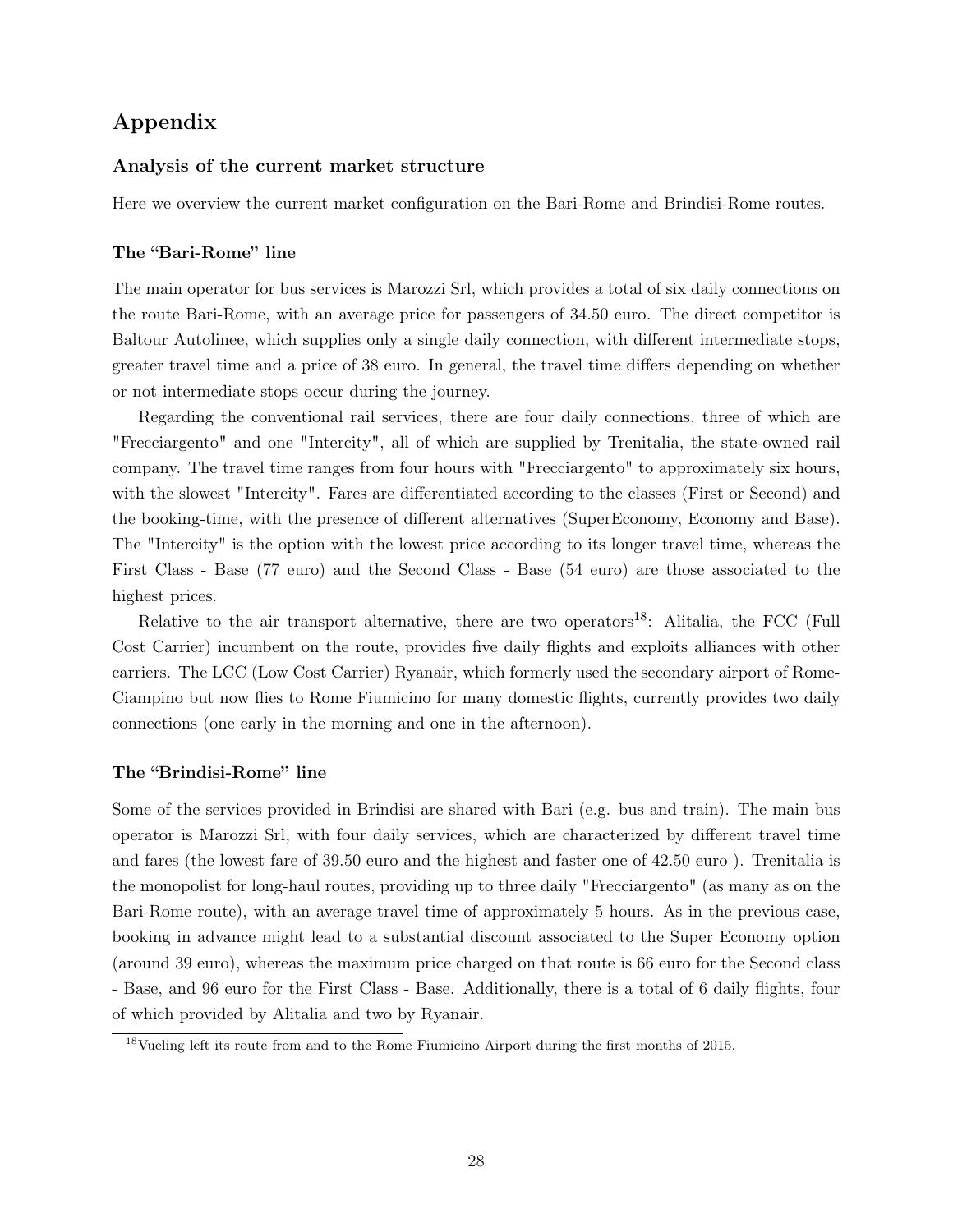# Appendix

## Analysis of the current market structure

Here we overview the current market configuration on the Bari-Rome and Brindisi-Rome routes.

### The "Bari-Rome" line

The main operator for bus services is Marozzi Srl, which provides a total of six daily connections on the route Bari-Rome, with an average price for passengers of 34.50 euro. The direct competitor is Baltour Autolinee, which supplies only a single daily connection, with different intermediate stops, greater travel time and a price of 38 euro. In general, the travel time differs depending on whether or not intermediate stops occur during the journey.

Regarding the conventional rail services, there are four daily connections, three of which are "Frecciargento" and one "Intercity", all of which are supplied by Trenitalia, the state-owned rail company. The travel time ranges from four hours with "Frecciargento" to approximately six hours, with the slowest "Intercity". Fares are differentiated according to the classes (First or Second) and the booking-time, with the presence of different alternatives (SuperEconomy, Economy and Base). The "Intercity" is the option with the lowest price according to its longer travel time, whereas the First Class - Base (77 euro) and the Second Class - Base (54 euro) are those associated to the highest prices.

Relative to the air transport alternative, there are two operators[18]: Alitalia, the FCC (Full Cost Carrier) incumbent on the route, provides five daily flights and exploits alliances with other carriers. The LCC (Low Cost Carrier) Ryanair, which formerly used the secondary airport of Rome-Ciampino but now flies to Rome Fiumicino for many domestic flights, currently provides two daily connections (one early in the morning and one in the afternoon).

### The "Brindisi-Rome" line

Some of the services provided in Brindisi are shared with Bari (e.g. bus and train). The main bus operator is Marozzi Srl, with four daily services, which are characterized by different travel time and fares (the lowest fare of 39.50 euro and the highest and faster one of 42.50 euro ). Trenitalia is the monopolist for long-haul routes, providing up to three daily "Frecciargento" (as many as on the Bari-Rome route), with an average travel time of approximately 5 hours. As in the previous case, booking in advance might lead to a substantial discount associated to the Super Economy option (around 39 euro), whereas the maximum price charged on that route is 66 euro for the Second class - Base, and 96 euro for the First Class - Base. Additionally, there is a total of 6 daily flights, four of which provided by Alitalia and two by Ryanair.

[18] Vueling left its route from and to the Rome Fiumicino Airport during the first months of 2015.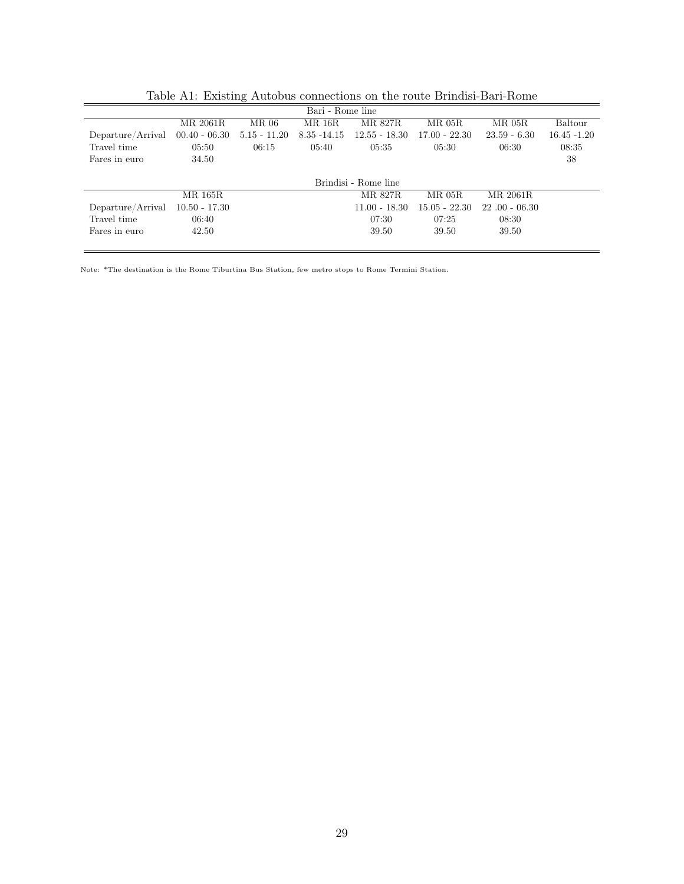Table A1: Existing Autobus connections on the route Brindisi-Bari-Rome

| | | | Bari - Rome line | | | | |
|---|---|---|---|---|---|---|---|
| | MR 2061R | MR 06 | MR 16R | MR 827R | MR 05R | MR 05R | Baltour |
| Departure/Arrival | 00.40 - 06.30 | 5.15 - 11.20 | 8.35 -14.15 | 12.55 - 18.30 | 17.00 - 22.30 | 23.59 - 6.30 | 16.45 -1.20 |
| Travel time | 05:50 | 06:15 | 05:40 | 05:35 | 05:30 | 06:30 | 08:35 |
| Fares in euro | 34.50 | | | | | | 38 |
| | | | | Brindisi - Rome line | | | |
| | MR 165R | | | MR 827R | MR 05R | MR 2061R | |
| Departure/Arrival | 10.50 - 17.30 | | | 11.00 - 18.30 | 15.05 - 22.30 | 22 .00 - 06.30 | |
| Travel time | 06:40 | | | 07:30 | 07:25 | 08:30 | |
| Fares in euro | 42.50 | | | 39.50 | 39.50 | 39.50 | |

Note: *The destination is the Rome Tiburtina Bus Station, few metro stops to Rome Termini Station.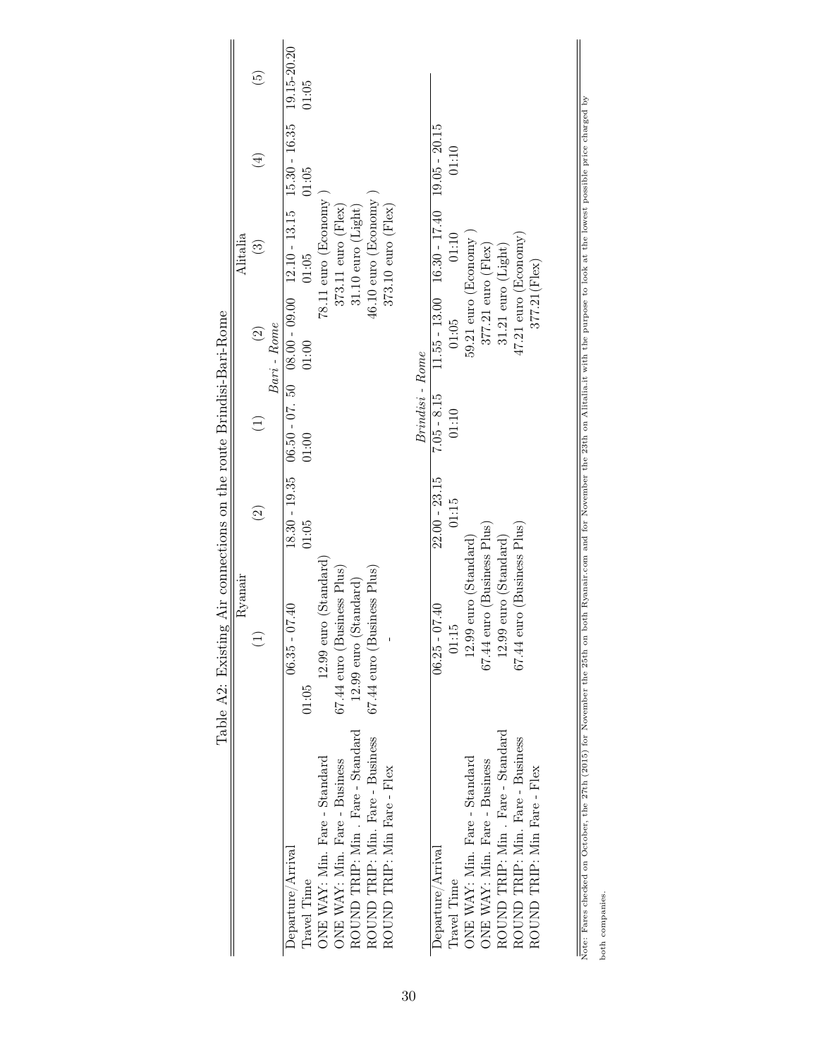Table A2: Existing Air connections on the route Brindisi-Bari-Rome

| | Ryanair | | Alitalia | | | | |
|---|---|---|---|---|---|---|---|
| | (1) | (2) | (1) | (2) | (3) | (4) | (5) |
| | | | *Bari - Rome* | | | | |
| Departure/Arrival | 06.35 - 07.40 | 18.30 - 19.35 | 06.50 - 07. 50 | 08.00 - 09.00 | 12.10 - 13.15 | 15.30 - 16.35 | 19.15-20.20 |
| Travel Time | 01:05 | 01:05 | 01:00 | 01:00 | 01:05 | 01:05 | 01:05 |
| ONE WAY: Min. Fare - Standard | 12.99 euro (Standard) | | | | 78.11 euro (Economy ) | | |
| ONE WAY: Min. Fare - Business | 67.44 euro (Business Plus) | | | | 373.11 euro (Flex) | | |
| ROUND TRIP: Min . Fare - Standard | 12.99 euro (Standard) | | | | 31.10 euro (Light) | | |
| ROUND TRIP: Min. Fare - Business | 67.44 euro (Business Plus) | | | | 46.10 euro (Economy ) | | |
| ROUND TRIP: Min Fare - Flex | - | | | | 373.10 euro (Flex) | | |
| | | | *Brindisi - Rome* | | | | |
| Departure/Arrival | 06.25 - 07.40 | 22.00 - 23.15 | 7.05 - 8.15 | 11.55 - 13.00 | 16.30 - 17.40 | 19.05 - 20.15 | |
| Travel Time | 01:15 | 01:15 | 01:10 | 01:05 | 01:10 | 01:10 | |
| ONE WAY: Min. Fare - Standard | 12.99 euro (Standard) | | | 59.21 euro (Economy ) | | | |
| ONE WAY: Min. Fare - Business | 67.44 euro (Business Plus) | | | 377.21 euro (Flex) | | | |
| ROUND TRIP: Min . Fare - Standard | 12.99 euro (Standard) | | | 31.21 euro (Light) | | | |
| ROUND TRIP: Min. Fare - Business | 67.44 euro (Business Plus) | | | 47.21 euro (Economy) | | | |
| ROUND TRIP: Min Fare - Flex | | | | 377.21(Flex) | | | |

Note: Fares checked on October, the 27th (2015) for November the 25th on both Ryanair.com and for November the 23th on Alitalia.it with the purpose to look at the lowest possible price charged by both companies.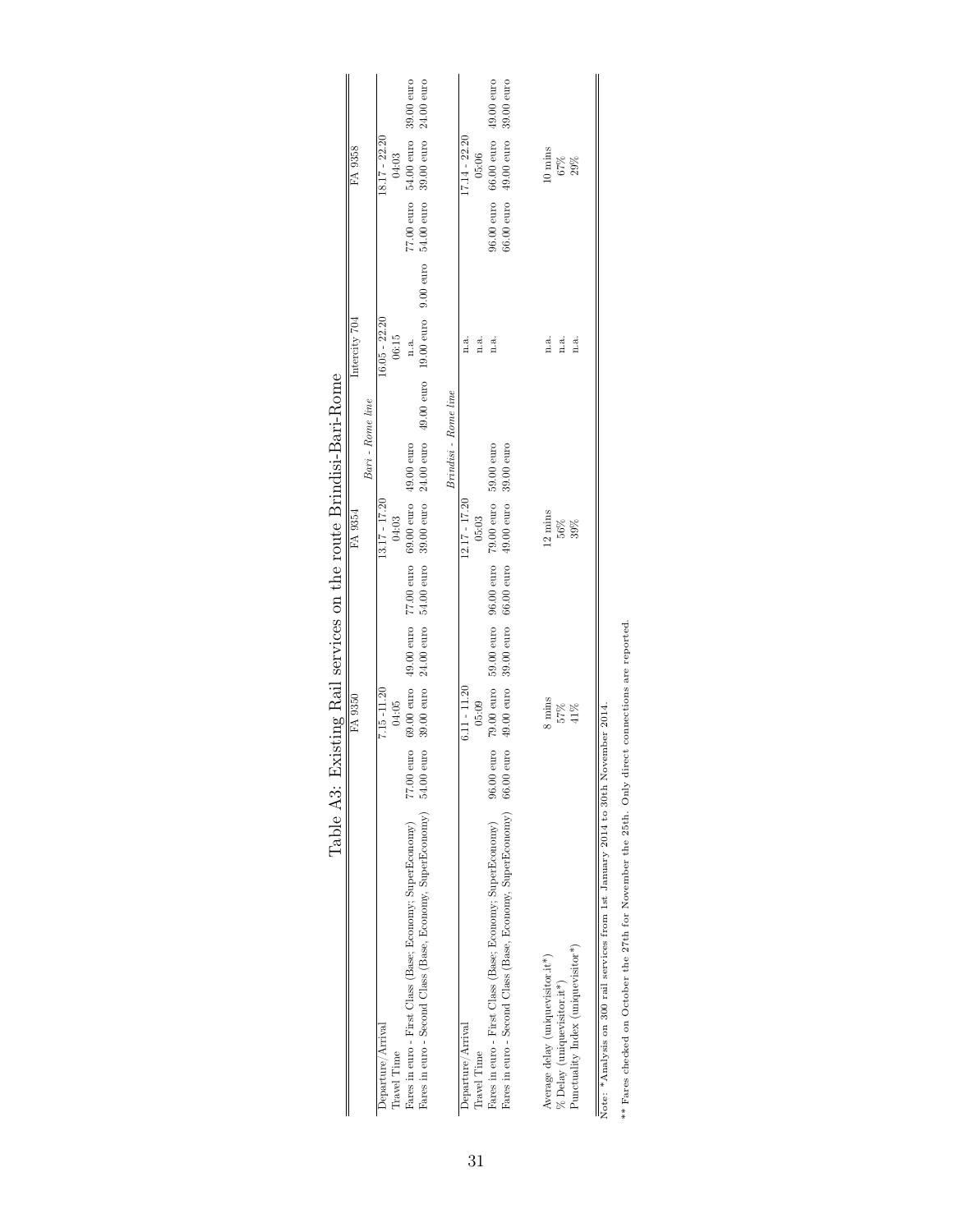# Table A3: Existing Rail services on the route Brindisi-Bari-Rome

| | FA 9350 | | | FA 9354 | | | Intercity 704 | | | FA 9358 | | |
|---|---|---|---|---|---|---|---|---|---|---|---|---|
| | | | | | *Bari - Rome line* | | | | | | | |
| Departure/Arrival | | 7.15 - 11.20 | | | 13.17 - 17.20 | | | 16.05 - 22.20 | | | 18.17 - 22.20 | |
| Travel Time | | 04:05 | | | 04:03 | | | 06:15 | | | 04:03 | |
| Fares in euro - First Class (Base; Economy; SuperEconomy) | 77.00 euro | 69.00 euro | 49.00 euro | 77.00 euro | 69.00 euro | 49.00 euro | | n.a. | | 77.00 euro | 54.00 euro | 39.00 euro |
| Fares in euro - Second Class (Base, Economy, SuperEconomy) | 54.00 euro | 39.00 euro | 24.00 euro | 54.00 euro | 39.00 euro | 24.00 euro | 49.00 euro | 19.00 euro | 9.00 euro | 54.00 euro | 39.00 euro | 24.00 euro |
| | | | | | *Brindisi - Rome line* | | | | | | | |
| Departure/Arrival | | 6.11 - 11.20 | | | 12.17 - 17.20 | | | n.a. | | | 17.14 - 22.20 | |
| Travel Time | | 05:09 | | | 05:03 | | | n.a. | | | 05:06 | |
| Fares in euro - First Class (Base; Economy; SuperEconomy) | 96.00 euro | 79.00 euro | 59.00 euro | 96.00 euro | 79.00 euro | 59.00 euro | | n.a. | | 96.00 euro | 66.00 euro | 49.00 euro |
| Fares in euro - Second Class (Base, Economy, SuperEconomy) | 66.00 euro | 49.00 euro | 39.00 euro | 66.00 euro | 49.00 euro | 39.00 euro | | | | 66.00 euro | 49.00 euro | 39.00 euro |
| Average delay (uniquevisitor.it*) | | 8 mins | | | 12 mins | | | n.a. | | | 10 mins | |
| % Delay (uniquevisitor.it*) | | 57% | | | 56% | | | n.a. | | | 67% | |
| Punctuality Index (uniquevisitor*) | | 41% | | | 39% | | | n.a. | | | 29% | |

Note: *Analysis on 300 rail services from 1st January 2014 to 30th November 2014.

** Fares checked on October the 27th for November the 25th. Only direct connections are reported.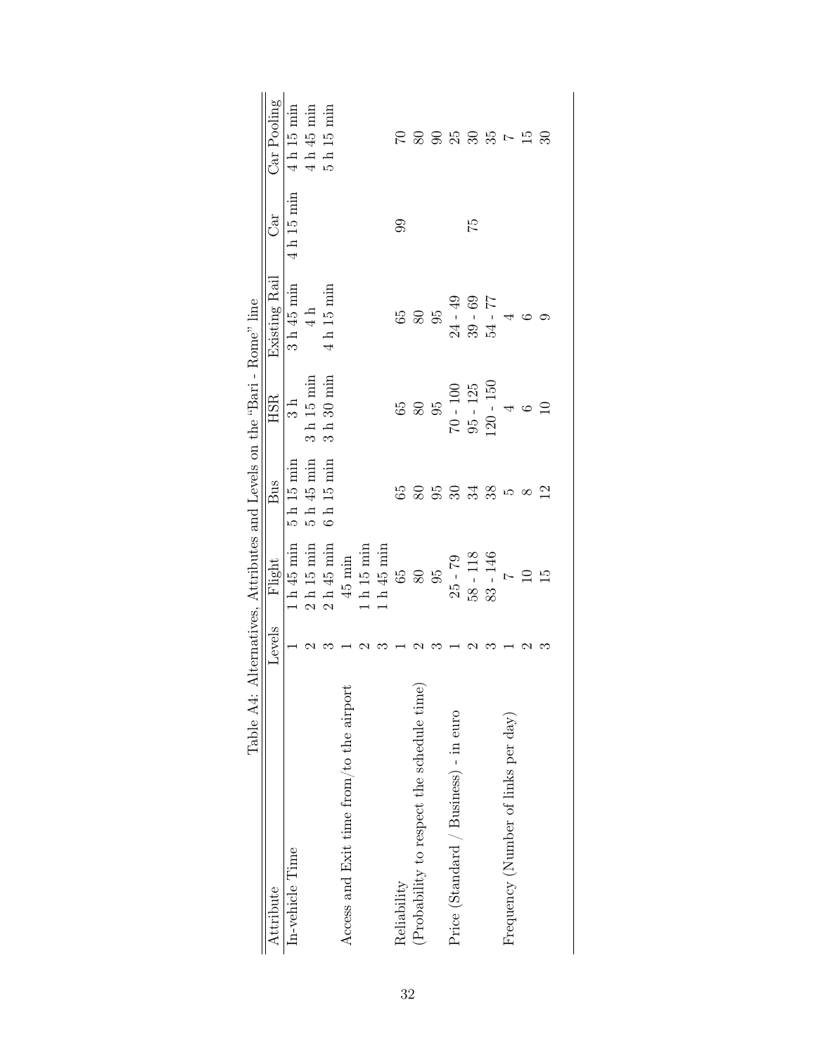Table A4: Alternatives, Attributes and Levels on the "Bari - Rome" line

| Attribute | Levels | Flight | Bus | HSR | Existing Rail | Car | Car Pooling |
|---|---|---|---|---|---|---|---|
| In-vehicle Time | 1 | 1 h 45 min | 5 h 15 min | 3 h | 3 h 45 min | 4 h 15 min | 4 h 15 min |
| | 2 | 2 h 15 min | 5 h 45 min | 3 h 15 min | 4 h | | 4 h 45 min |
| | 3 | 2 h 45 min | 6 h 15 min | 3 h 30 min | 4 h 15 min | | 5 h 15 min |
| Access and Exit time from/to the airport | 1 | 45 min | | | | | |
| | 2 | 1 h 15 min | | | | | |
| | 3 | 1 h 45 min | | | | | |
| Reliability | 1 | 65 | 65 | 65 | 65 | 99 | 70 |
| (Probability to respect the schedule time) | 2 | 80 | 80 | 80 | 80 | | 80 |
| | 3 | 95 | 95 | 95 | 95 | | 90 |
| Price (Standard / Business) - in euro | 1 | 25 - 79 | 30 | 70 - 100 | 24 - 49 | | 25 |
| | 2 | 58 - 118 | 34 | 95 - 125 | 39 - 69 | 75 | 30 |
| | 3 | 83 - 146 | 38 | 120 - 150 | 54 - 77 | | 35 |
| Frequency (Number of links per day) | 1 | 7 | 5 | 4 | 4 | | 7 |
| | 2 | 10 | 8 | 6 | 6 | | 15 |
| | 3 | 15 | 12 | 10 | 9 | | 30 |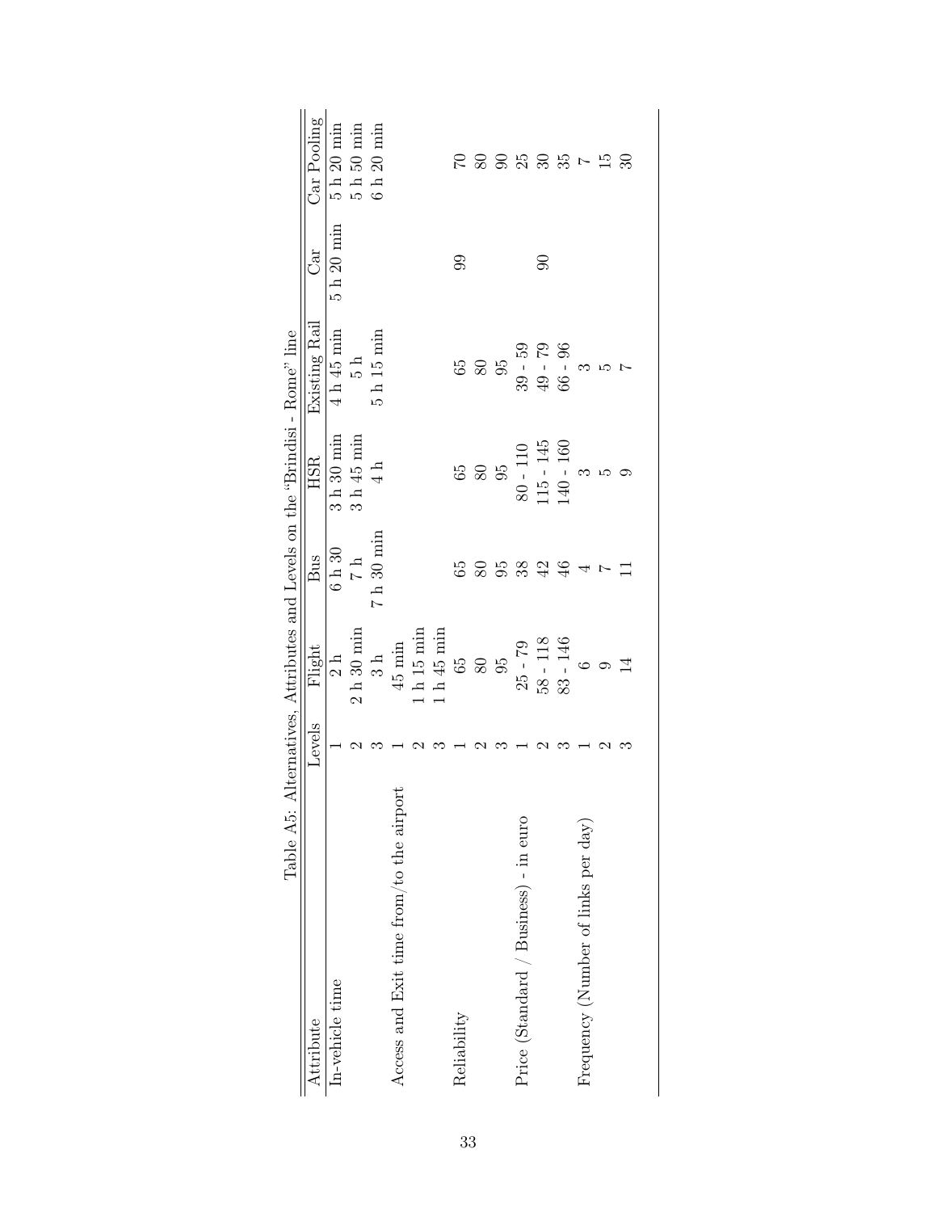Table A5: Alternatives, Attributes and Levels on the "Brindisi - Rome" line

| Attribute | Levels | Flight | Bus | HSR | Existing Rail | Car | Car Pooling |
|---|---|---|---|---|---|---|---|
| In-vehicle time | 1 | 2 h | 6 h 30 | 3 h 30 min | 4 h 45 min | 5 h 20 min | 5 h 20 min |
| | 2 | 2 h 30 min | 7 h | 3 h 45 min | 5 h | | 5 h 50 min |
| | 3 | 3 h | 7 h 30 min | 4 h | 5 h 15 min | | 6 h 20 min |
| Access and Exit time from/to the airport | 1 | 45 min | | | | | |
| | 2 | 1 h 15 min | | | | | |
| | 3 | 1 h 45 min | | | | | |
| Reliability | 1 | 65 | 65 | 65 | 65 | 99 | 70 |
| | 2 | 80 | 80 | 80 | 80 | | 80 |
| | 3 | 95 | 95 | 95 | 95 | | 90 |
| Price (Standard / Business) - in euro | 1 | 25 - 79 | 38 | 80 - 110 | 39 - 59 | 90 | 25 |
| | 2 | 58 - 118 | 42 | 115 - 145 | 49 - 79 | | 30 |
| | 3 | 83 - 146 | 46 | 140 - 160 | 66 - 96 | | 35 |
| Frequency (Number of links per day) | 1 | 6 | 4 | 3 | 3 | | 7 |
| | 2 | 9 | 7 | 5 | 5 | | 15 |
| | 3 | 14 | 11 | 9 | 7 | | 30 |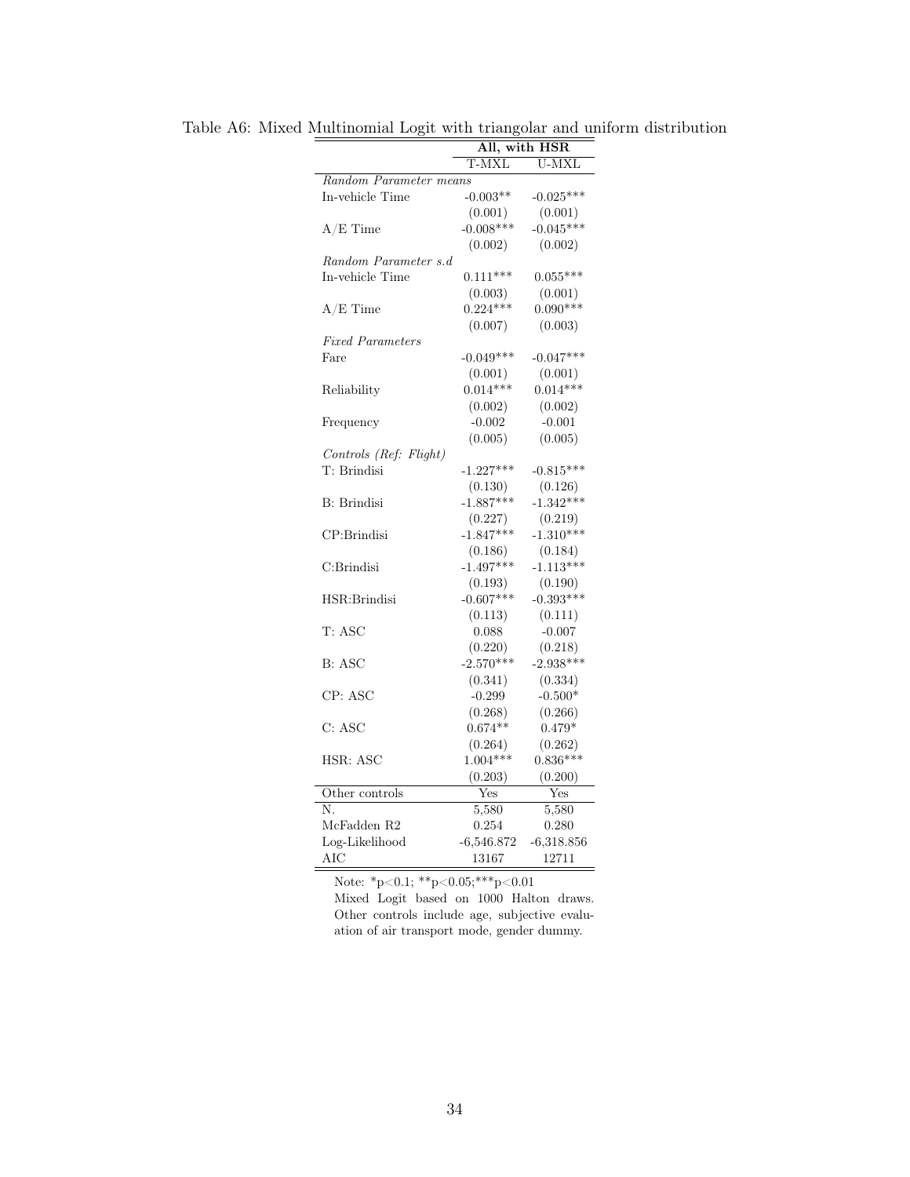Table A6: Mixed Multinomial Logit with triangolar and uniform distribution

| | All, with HSR | |
|---|---|---|
| | T-MXL | U-MXL |
| *Random Parameter means* | | |
| In-vehicle Time | -0.003** | -0.025*** |
| | (0.001) | (0.001) |
| A/E Time | -0.008*** | -0.045*** |
| | (0.002) | (0.002) |
| *Random Parameter s.d* | | |
| In-vehicle Time | 0.111*** | 0.055*** |
| | (0.003) | (0.001) |
| A/E Time | 0.224*** | 0.090*** |
| | (0.007) | (0.003) |
| *Fixed Parameters* | | |
| Fare | -0.049*** | -0.047*** |
| | (0.001) | (0.001) |
| Reliability | 0.014*** | 0.014*** |
| | (0.002) | (0.002) |
| Frequency | -0.002 | -0.001 |
| | (0.005) | (0.005) |
| *Controls (Ref: Flight)* | | |
| T: Brindisi | -1.227*** | -0.815*** |
| | (0.130) | (0.126) |
| B: Brindisi | -1.887*** | -1.342*** |
| | (0.227) | (0.219) |
| CP:Brindisi | -1.847*** | -1.310*** |
| | (0.186) | (0.184) |
| C:Brindisi | -1.497*** | -1.113*** |
| | (0.193) | (0.190) |
| HSR:Brindisi | -0.607*** | -0.393*** |
| | (0.113) | (0.111) |
| T: ASC | 0.088 | -0.007 |
| | (0.220) | (0.218) |
| B: ASC | -2.570*** | -2.938*** |
| | (0.341) | (0.334) |
| CP: ASC | -0.299 | -0.500* |
| | (0.268) | (0.266) |
| C: ASC | 0.674** | 0.479* |
| | (0.264) | (0.262) |
| HSR: ASC | 1.004*** | 0.836*** |
| | (0.203) | (0.200) |
| Other controls | Yes | Yes |
| N. | 5,580 | 5,580 |
| McFadden R2 | 0.254 | 0.280 |
| Log-Likelihood | -6,546.872 | -6,318.856 |
| AIC | 13167 | 12711 |

Note: *p<0.1; **p<0.05;***p<0.01
Mixed Logit based on 1000 Halton draws. Other controls include age, subjective evaluation of air transport mode, gender dummy.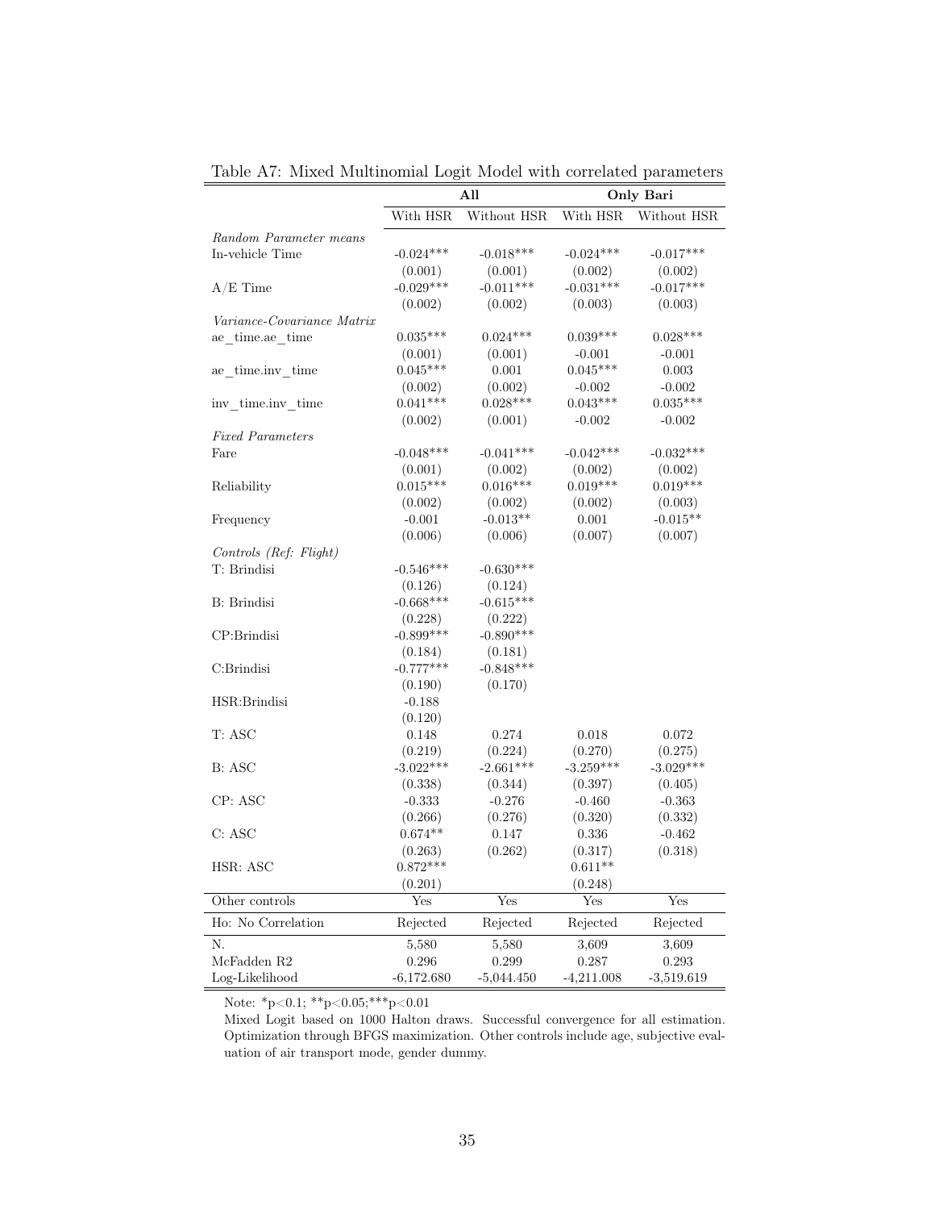Table A7: Mixed Multinomial Logit Model with correlated parameters

| | **All** | | **Only Bari** | |
|---|---|---|---|---|
| | With HSR | Without HSR | With HSR | Without HSR |
| *Random Parameter means* | | | | |
| In-vehicle Time | -0.024*** | -0.018*** | -0.024*** | -0.017*** |
| | (0.001) | (0.001) | (0.002) | (0.002) |
| A/E Time | -0.029*** | -0.011*** | -0.031*** | -0.017*** |
| | (0.002) | (0.002) | (0.003) | (0.003) |
| *Variance-Covariance Matrix* | | | | |
| ae_time.ae_time | 0.035*** | 0.024*** | 0.039*** | 0.028*** |
| | (0.001) | (0.001) | -0.001 | -0.001 |
| ae_time.inv_time | 0.045*** | 0.001 | 0.045*** | 0.003 |
| | (0.002) | (0.002) | -0.002 | -0.002 |
| inv_time.inv_time | 0.041*** | 0.028*** | 0.043*** | 0.035*** |
| | (0.002) | (0.001) | -0.002 | -0.002 |
| *Fixed Parameters* | | | | |
| Fare | -0.048*** | -0.041*** | -0.042*** | -0.032*** |
| | (0.001) | (0.002) | (0.002) | (0.002) |
| Reliability | 0.015*** | 0.016*** | 0.019*** | 0.019*** |
| | (0.002) | (0.002) | (0.002) | (0.003) |
| Frequency | -0.001 | -0.013** | 0.001 | -0.015** |
| | (0.006) | (0.006) | (0.007) | (0.007) |
| *Controls (Ref: Flight)* | | | | |
| T: Brindisi | -0.546*** | -0.630*** | | |
| | (0.126) | (0.124) | | |
| B: Brindisi | -0.668*** | -0.615*** | | |
| | (0.228) | (0.222) | | |
| CP:Brindisi | -0.899*** | -0.890*** | | |
| | (0.184) | (0.181) | | |
| C:Brindisi | -0.777*** | -0.848*** | | |
| | (0.190) | (0.170) | | |
| HSR:Brindisi | -0.188 | | | |
| | (0.120) | | | |
| T: ASC | 0.148 | 0.274 | 0.018 | 0.072 |
| | (0.219) | (0.224) | (0.270) | (0.275) |
| B: ASC | -3.022*** | -2.661*** | -3.259*** | -3.029*** |
| | (0.338) | (0.344) | (0.397) | (0.405) |
| CP: ASC | -0.333 | -0.276 | -0.460 | -0.363 |
| | (0.266) | (0.276) | (0.320) | (0.332) |
| C: ASC | 0.674** | 0.147 | 0.336 | -0.462 |
| | (0.263) | (0.262) | (0.317) | (0.318) |
| HSR: ASC | 0.872*** | | 0.611** | |
| | (0.201) | | (0.248) | |
| Other controls | Yes | Yes | Yes | Yes |
| Ho: No Correlation | Rejected | Rejected | Rejected | Rejected |
| N. | 5,580 | 5,580 | 3,609 | 3,609 |
| McFadden R2 | 0.296 | 0.299 | 0.287 | 0.293 |
| Log-Likelihood | -6,172.680 | -5,044.450 | -4,211.008 | -3,519.619 |

Note: *p<0.1; **p<0.05;***p<0.01

Mixed Logit based on 1000 Halton draws. Successful convergence for all estimation. Optimization through BFGS maximization. Other controls include age, subjective evaluation of air transport mode, gender dummy.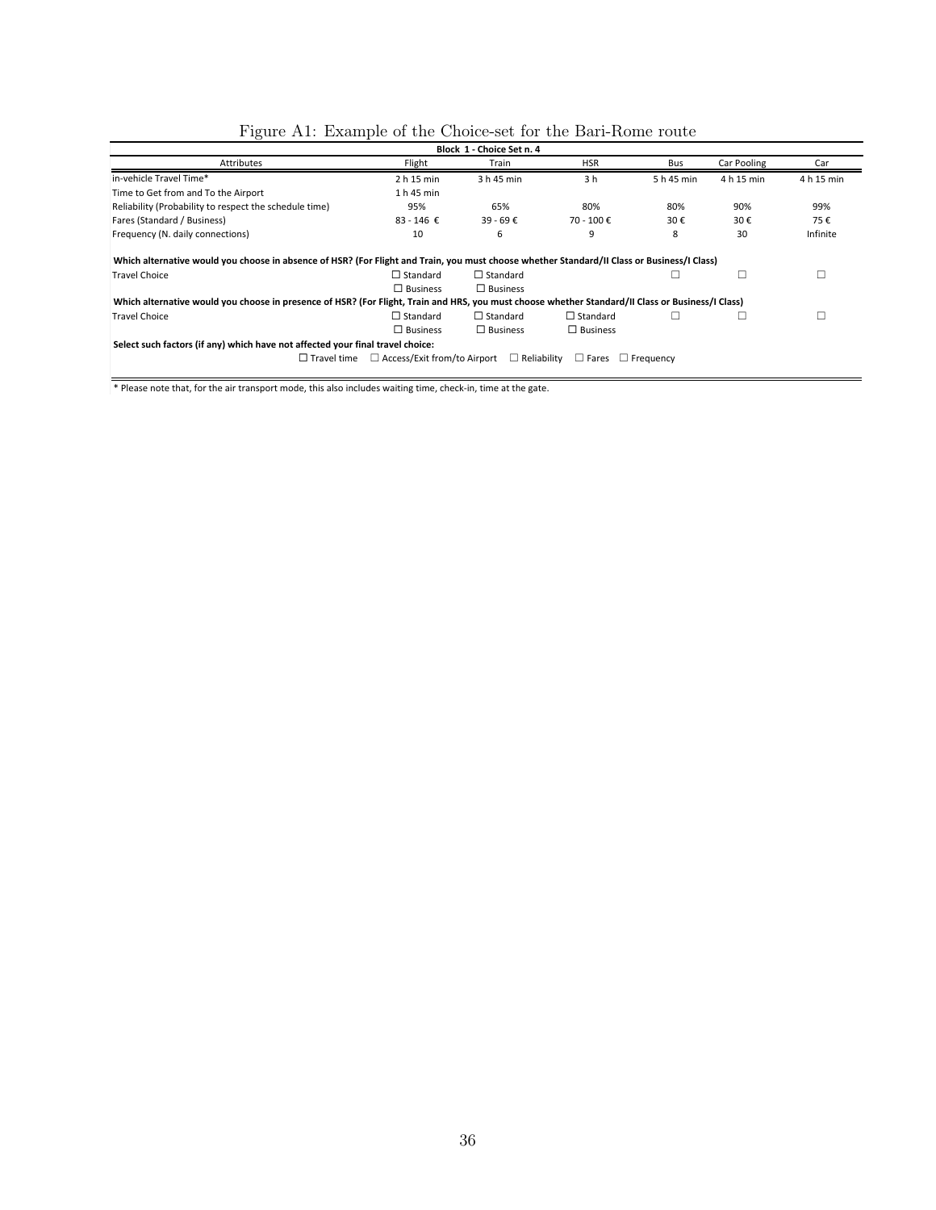Figure A1: Example of the Choice-set for the Bari-Rome route

| Block 1 - Choice Set n. 4 | | | | | | |
|---|---|---|---|---|---|---|
| Attributes | Flight | Train | HSR | Bus | Car Pooling | Car |
| in-vehicle Travel Time* | 2 h 15 min | 3 h 45 min | 3 h | 5 h 45 min | 4 h 15 min | 4 h 15 min |
| Time to Get from and To the Airport | 1 h 45 min | | | | | |
| Reliability (Probability to respect the schedule time) | 95% | 65% | 80% | 80% | 90% | 99% |
| Fares (Standard / Business) | 83 - 146 € | 39 - 69 € | 70 - 100 € | 30 € | 30 € | 75 € |
| Frequency (N. daily connections) | 10 | 6 | 9 | 8 | 30 | Infinite |
| **Which alternative would you choose in absence of HSR? (For Flight and Train, you must choose whether Standard/II Class or Business/I Class)** | | | | | | |
| Travel Choice | ☐ Standard | ☐ Standard | | ☐ | ☐ | ☐ |
| | ☐ Business | ☐ Business | | | | |
| **Which alternative would you choose in presence of HSR? (For Flight, Train and HRS, you must choose whether Standard/II Class or Business/I Class)** | | | | | | |
| Travel Choice | ☐ Standard | ☐ Standard | ☐ Standard | ☐ | ☐ | ☐ |
| | ☐ Business | ☐ Business | ☐ Business | | | |
| **Select such factors (if any) which have not affected your final travel choice:** | | | | | | |
| ☐ Travel time | ☐ Access/Exit from/to Airport | ☐ Reliability | ☐ Fares | ☐ Frequency | | |

* Please note that, for the air transport mode, this also includes waiting time, check-in, time at the gate.